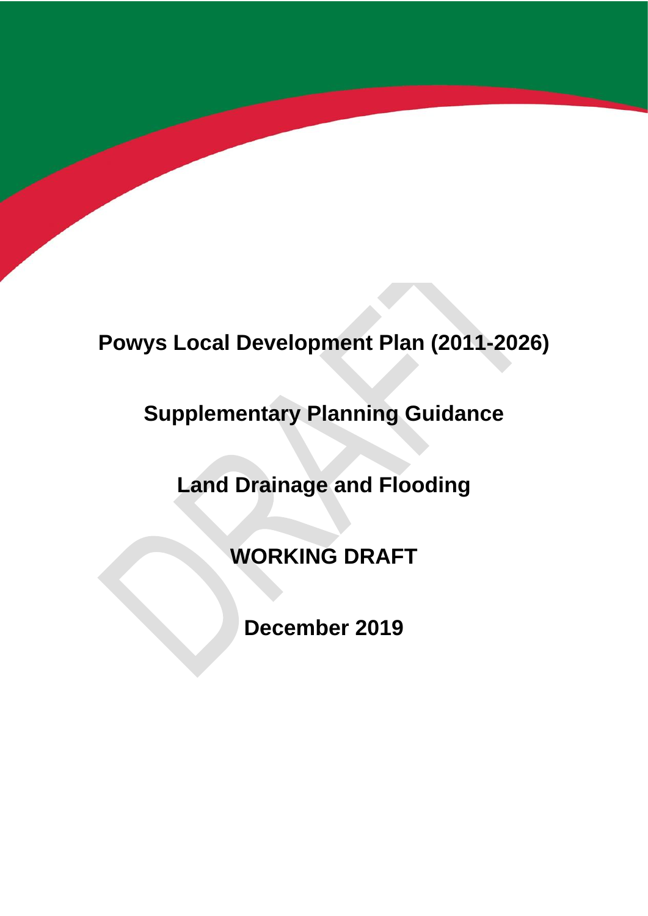# Powys Local Development Plan (2011-2026)

## Supplementary Planning Guidance

## Land Drainage and Flooding

## WORKING DRAFT

## December 2019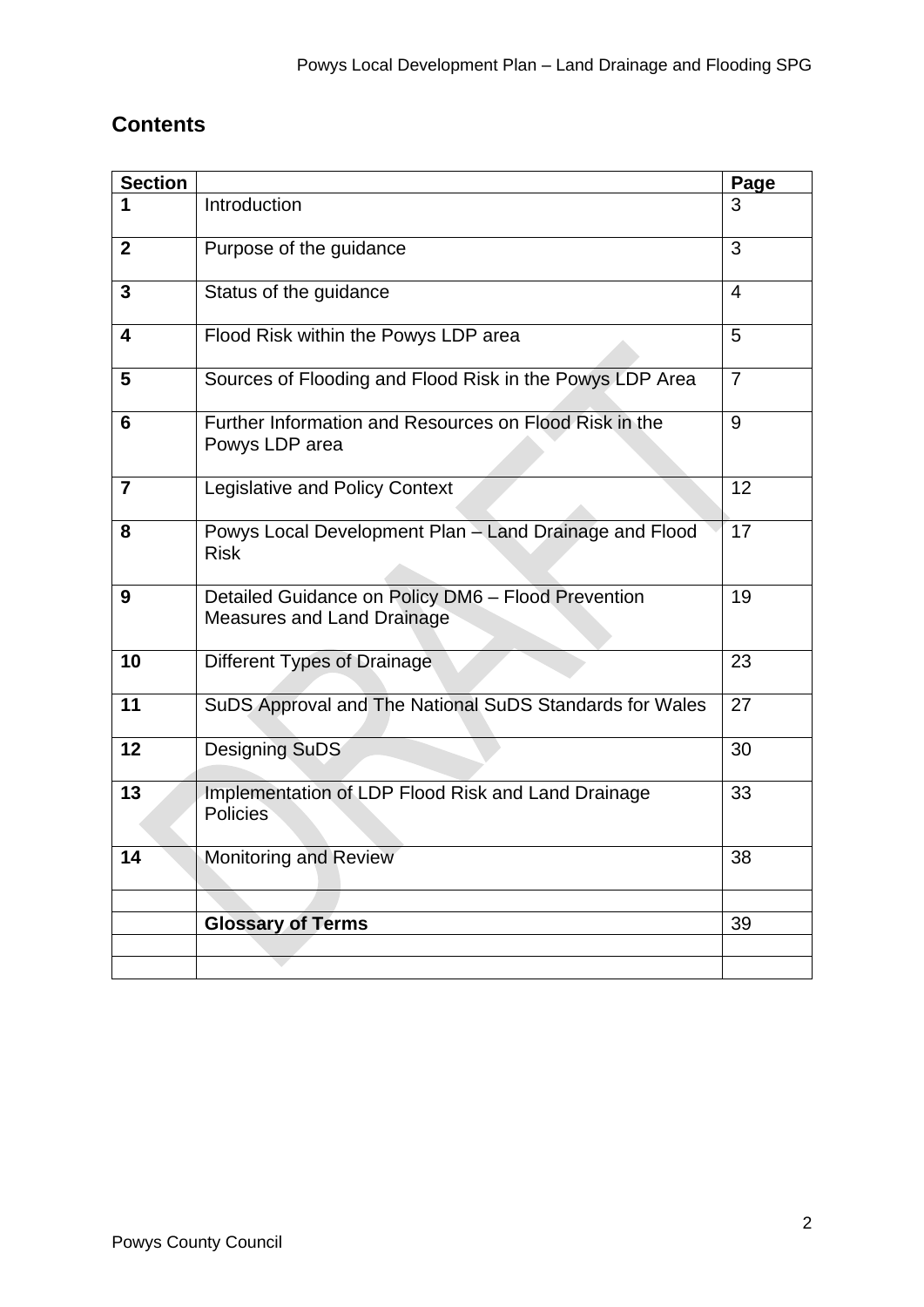## Contents

| Section | | Page |
|---|---|---|
| 1 | Introduction | 3 |
| 2 | Purpose of the guidance | 3 |
| 3 | Status of the guidance | 4 |
| 4 | Flood Risk within the Powys LDP area | 5 |
| 5 | Sources of Flooding and Flood Risk in the Powys LDP Area | 7 |
| 6 | Further Information and Resources on Flood Risk in the Powys LDP area | 9 |
| 7 | Legislative and Policy Context | 12 |
| 8 | Powys Local Development Plan – Land Drainage and Flood Risk | 17 |
| 9 | Detailed Guidance on Policy DM6 – Flood Prevention Measures and Land Drainage | 19 |
| 10 | Different Types of Drainage | 23 |
| 11 | SuDS Approval and The National SuDS Standards for Wales | 27 |
| 12 | Designing SuDS | 30 |
| 13 | Implementation of LDP Flood Risk and Land Drainage Policies | 33 |
| 14 | Monitoring and Review | 38 |
| | | |
| | **Glossary of Terms** | 39 |
| | | |
| | | |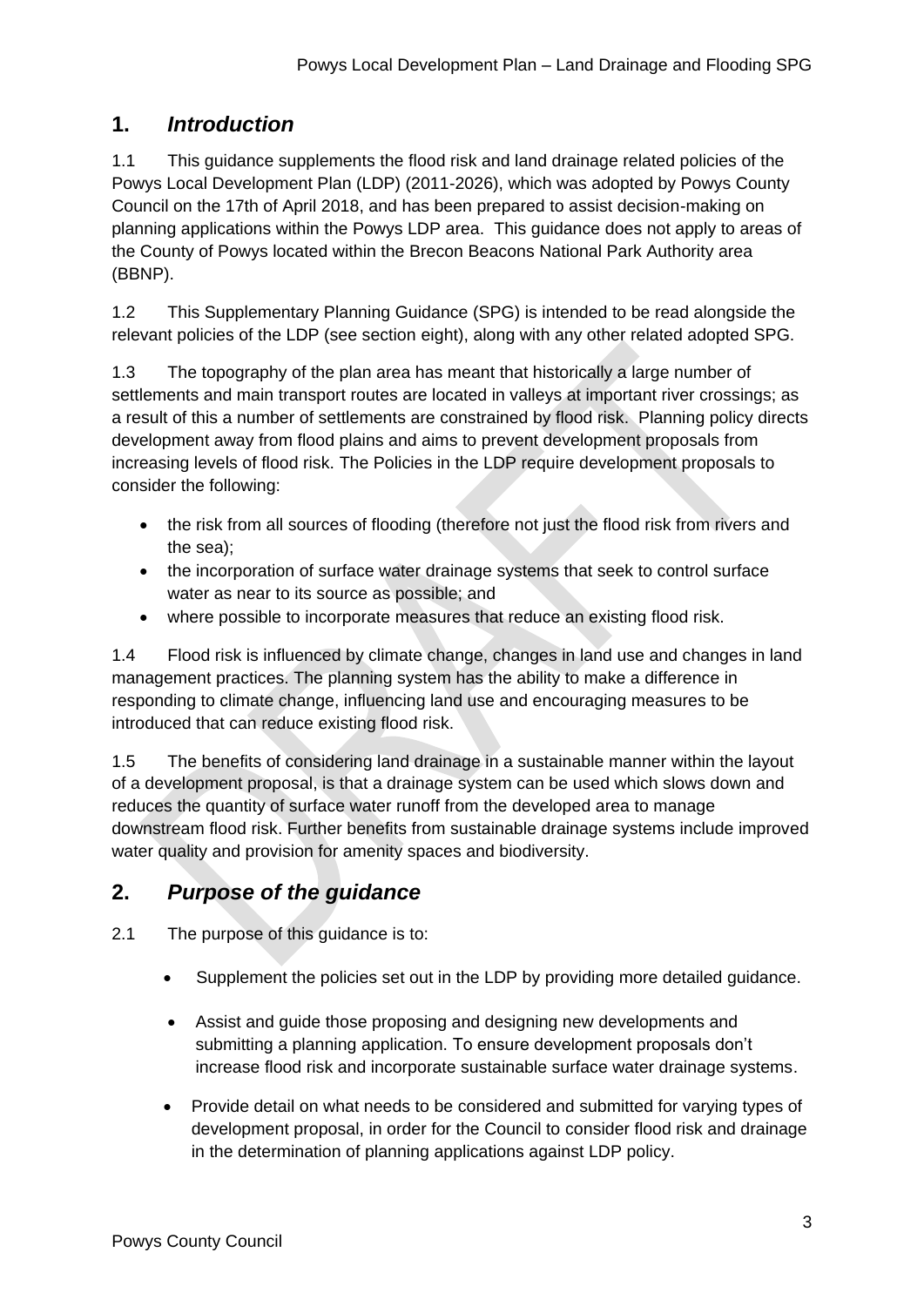## 1. *Introduction*

1.1 This guidance supplements the flood risk and land drainage related policies of the Powys Local Development Plan (LDP) (2011-2026), which was adopted by Powys County Council on the 17th of April 2018, and has been prepared to assist decision-making on planning applications within the Powys LDP area. This guidance does not apply to areas of the County of Powys located within the Brecon Beacons National Park Authority area (BBNP).

1.2 This Supplementary Planning Guidance (SPG) is intended to be read alongside the relevant policies of the LDP (see section eight), along with any other related adopted SPG.

1.3 The topography of the plan area has meant that historically a large number of settlements and main transport routes are located in valleys at important river crossings; as a result of this a number of settlements are constrained by flood risk. Planning policy directs development away from flood plains and aims to prevent development proposals from increasing levels of flood risk. The Policies in the LDP require development proposals to consider the following:

- the risk from all sources of flooding (therefore not just the flood risk from rivers and the sea);
- the incorporation of surface water drainage systems that seek to control surface water as near to its source as possible; and
- where possible to incorporate measures that reduce an existing flood risk.

1.4 Flood risk is influenced by climate change, changes in land use and changes in land management practices. The planning system has the ability to make a difference in responding to climate change, influencing land use and encouraging measures to be introduced that can reduce existing flood risk.

1.5 The benefits of considering land drainage in a sustainable manner within the layout of a development proposal, is that a drainage system can be used which slows down and reduces the quantity of surface water runoff from the developed area to manage downstream flood risk. Further benefits from sustainable drainage systems include improved water quality and provision for amenity spaces and biodiversity.

## 2. *Purpose of the guidance*

2.1 The purpose of this guidance is to:

- Supplement the policies set out in the LDP by providing more detailed guidance.
- Assist and guide those proposing and designing new developments and submitting a planning application. To ensure development proposals don't increase flood risk and incorporate sustainable surface water drainage systems.
- Provide detail on what needs to be considered and submitted for varying types of development proposal, in order for the Council to consider flood risk and drainage in the determination of planning applications against LDP policy.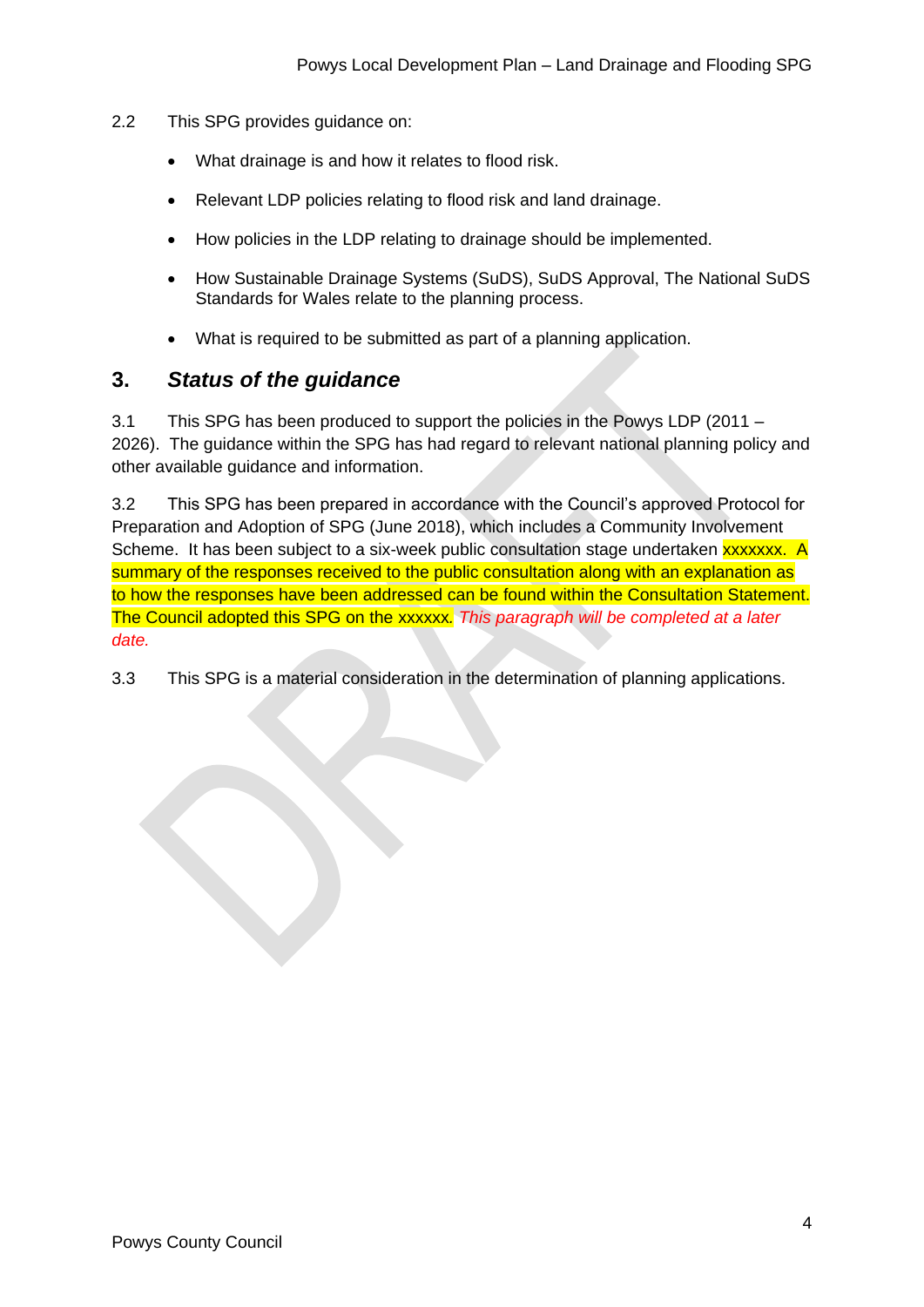2.2 This SPG provides guidance on:

- What drainage is and how it relates to flood risk.
- Relevant LDP policies relating to flood risk and land drainage.
- How policies in the LDP relating to drainage should be implemented.
- How Sustainable Drainage Systems (SuDS), SuDS Approval, The National SuDS Standards for Wales relate to the planning process.
- What is required to be submitted as part of a planning application.

## 3. *Status of the guidance*

3.1 This SPG has been produced to support the policies in the Powys LDP (2011 – 2026). The guidance within the SPG has had regard to relevant national planning policy and other available guidance and information.

3.2 This SPG has been prepared in accordance with the Council's approved Protocol for Preparation and Adoption of SPG (June 2018), which includes a Community Involvement Scheme. It has been subject to a six-week public consultation stage undertaken xxxxxxx. A summary of the responses received to the public consultation along with an explanation as to how the responses have been addressed can be found within the Consultation Statement. The Council adopted this SPG on the xxxxxx. *This paragraph will be completed at a later date.*

3.3 This SPG is a material consideration in the determination of planning applications.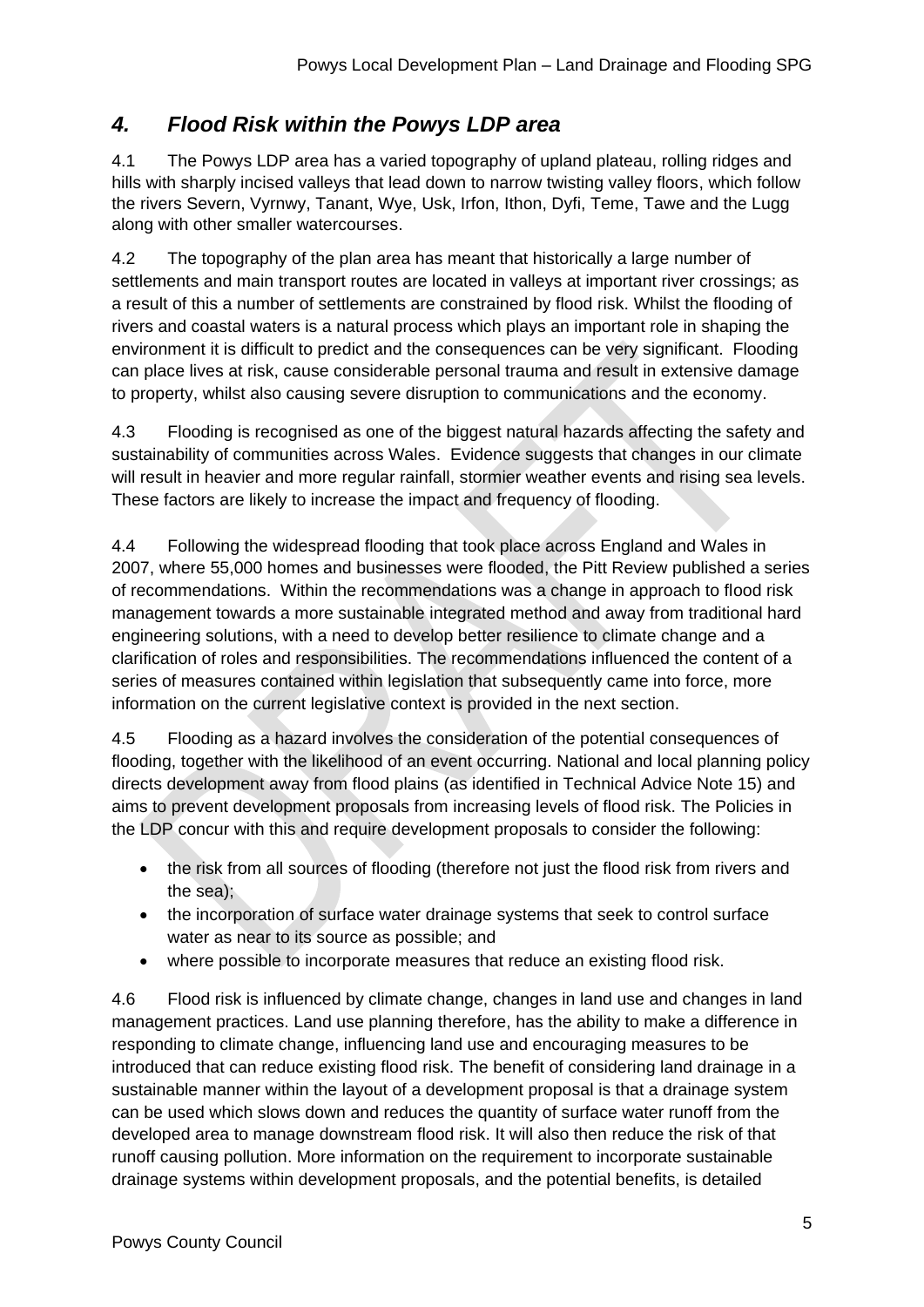## *4. Flood Risk within the Powys LDP area*

4.1 The Powys LDP area has a varied topography of upland plateau, rolling ridges and hills with sharply incised valleys that lead down to narrow twisting valley floors, which follow the rivers Severn, Vyrnwy, Tanant, Wye, Usk, Irfon, Ithon, Dyfi, Teme, Tawe and the Lugg along with other smaller watercourses.

4.2 The topography of the plan area has meant that historically a large number of settlements and main transport routes are located in valleys at important river crossings; as a result of this a number of settlements are constrained by flood risk. Whilst the flooding of rivers and coastal waters is a natural process which plays an important role in shaping the environment it is difficult to predict and the consequences can be very significant. Flooding can place lives at risk, cause considerable personal trauma and result in extensive damage to property, whilst also causing severe disruption to communications and the economy.

4.3 Flooding is recognised as one of the biggest natural hazards affecting the safety and sustainability of communities across Wales. Evidence suggests that changes in our climate will result in heavier and more regular rainfall, stormier weather events and rising sea levels. These factors are likely to increase the impact and frequency of flooding.

4.4 Following the widespread flooding that took place across England and Wales in 2007, where 55,000 homes and businesses were flooded, the Pitt Review published a series of recommendations. Within the recommendations was a change in approach to flood risk management towards a more sustainable integrated method and away from traditional hard engineering solutions, with a need to develop better resilience to climate change and a clarification of roles and responsibilities. The recommendations influenced the content of a series of measures contained within legislation that subsequently came into force, more information on the current legislative context is provided in the next section.

4.5 Flooding as a hazard involves the consideration of the potential consequences of flooding, together with the likelihood of an event occurring. National and local planning policy directs development away from flood plains (as identified in Technical Advice Note 15) and aims to prevent development proposals from increasing levels of flood risk. The Policies in the LDP concur with this and require development proposals to consider the following:

- the risk from all sources of flooding (therefore not just the flood risk from rivers and the sea);
- the incorporation of surface water drainage systems that seek to control surface water as near to its source as possible; and
- where possible to incorporate measures that reduce an existing flood risk.

4.6 Flood risk is influenced by climate change, changes in land use and changes in land management practices. Land use planning therefore, has the ability to make a difference in responding to climate change, influencing land use and encouraging measures to be introduced that can reduce existing flood risk. The benefit of considering land drainage in a sustainable manner within the layout of a development proposal is that a drainage system can be used which slows down and reduces the quantity of surface water runoff from the developed area to manage downstream flood risk. It will also then reduce the risk of that runoff causing pollution. More information on the requirement to incorporate sustainable drainage systems within development proposals, and the potential benefits, is detailed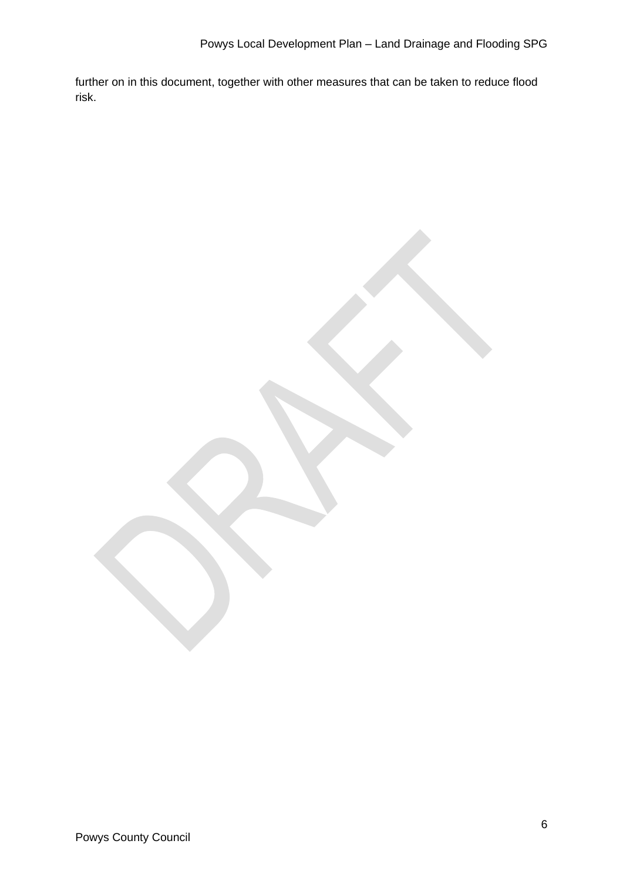further on in this document, together with other measures that can be taken to reduce flood risk.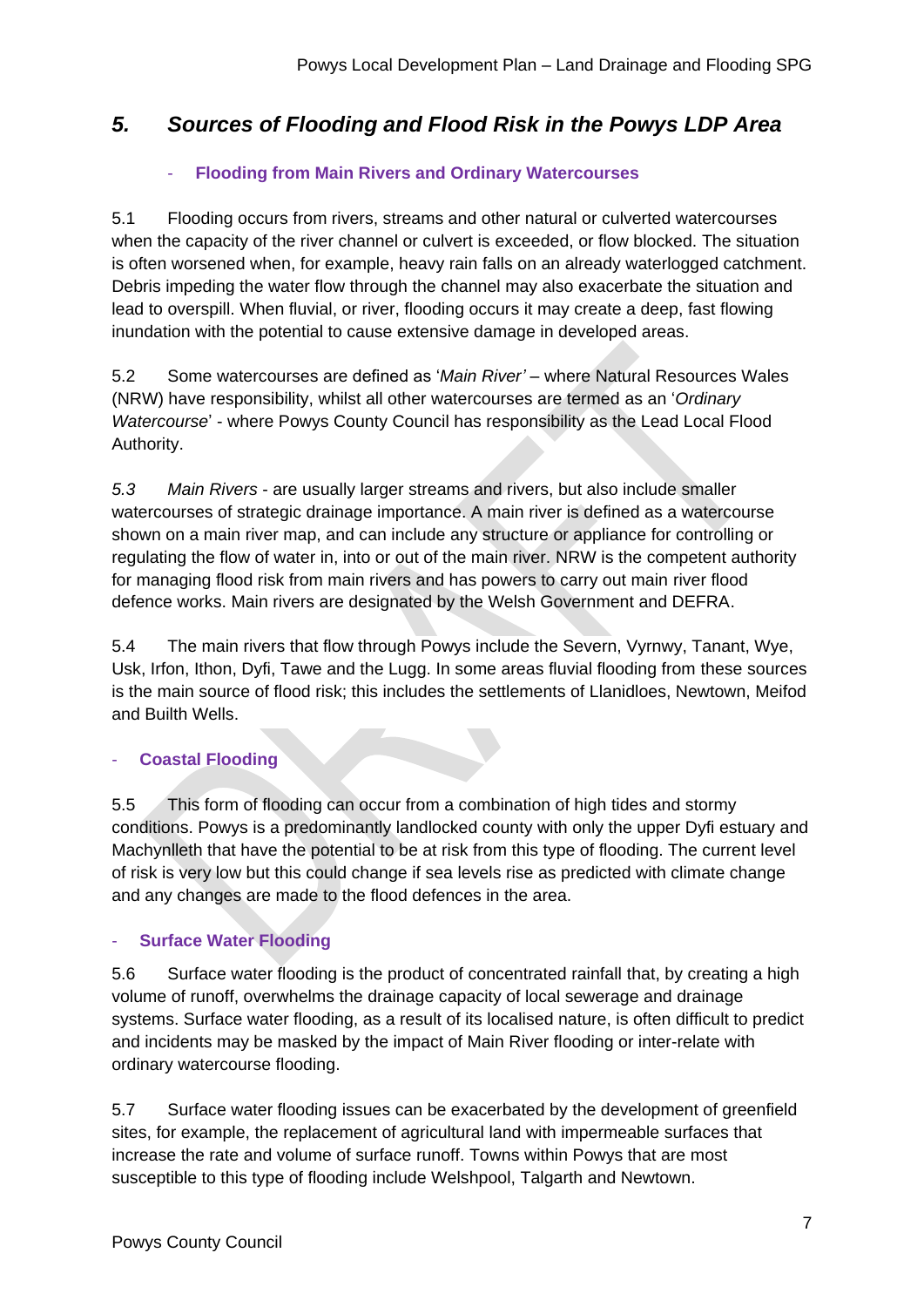## 5. Sources of Flooding and Flood Risk in the Powys LDP Area

### - Flooding from Main Rivers and Ordinary Watercourses

5.1 Flooding occurs from rivers, streams and other natural or culverted watercourses when the capacity of the river channel or culvert is exceeded, or flow blocked. The situation is often worsened when, for example, heavy rain falls on an already waterlogged catchment. Debris impeding the water flow through the channel may also exacerbate the situation and lead to overspill. When fluvial, or river, flooding occurs it may create a deep, fast flowing inundation with the potential to cause extensive damage in developed areas.

5.2 Some watercourses are defined as '*Main River'* – where Natural Resources Wales (NRW) have responsibility, whilst all other watercourses are termed as an '*Ordinary Watercourse*' - where Powys County Council has responsibility as the Lead Local Flood Authority.

*5.3 Main Rivers* - are usually larger streams and rivers, but also include smaller watercourses of strategic drainage importance. A main river is defined as a watercourse shown on a main river map, and can include any structure or appliance for controlling or regulating the flow of water in, into or out of the main river. NRW is the competent authority for managing flood risk from main rivers and has powers to carry out main river flood defence works. Main rivers are designated by the Welsh Government and DEFRA.

5.4 The main rivers that flow through Powys include the Severn, Vyrnwy, Tanant, Wye, Usk, Irfon, Ithon, Dyfi, Tawe and the Lugg. In some areas fluvial flooding from these sources is the main source of flood risk; this includes the settlements of Llanidloes, Newtown, Meifod and Builth Wells.

### - Coastal Flooding

5.5 This form of flooding can occur from a combination of high tides and stormy conditions. Powys is a predominantly landlocked county with only the upper Dyfi estuary and Machynlleth that have the potential to be at risk from this type of flooding. The current level of risk is very low but this could change if sea levels rise as predicted with climate change and any changes are made to the flood defences in the area.

### - Surface Water Flooding

5.6 Surface water flooding is the product of concentrated rainfall that, by creating a high volume of runoff, overwhelms the drainage capacity of local sewerage and drainage systems. Surface water flooding, as a result of its localised nature, is often difficult to predict and incidents may be masked by the impact of Main River flooding or inter-relate with ordinary watercourse flooding.

5.7 Surface water flooding issues can be exacerbated by the development of greenfield sites, for example, the replacement of agricultural land with impermeable surfaces that increase the rate and volume of surface runoff. Towns within Powys that are most susceptible to this type of flooding include Welshpool, Talgarth and Newtown.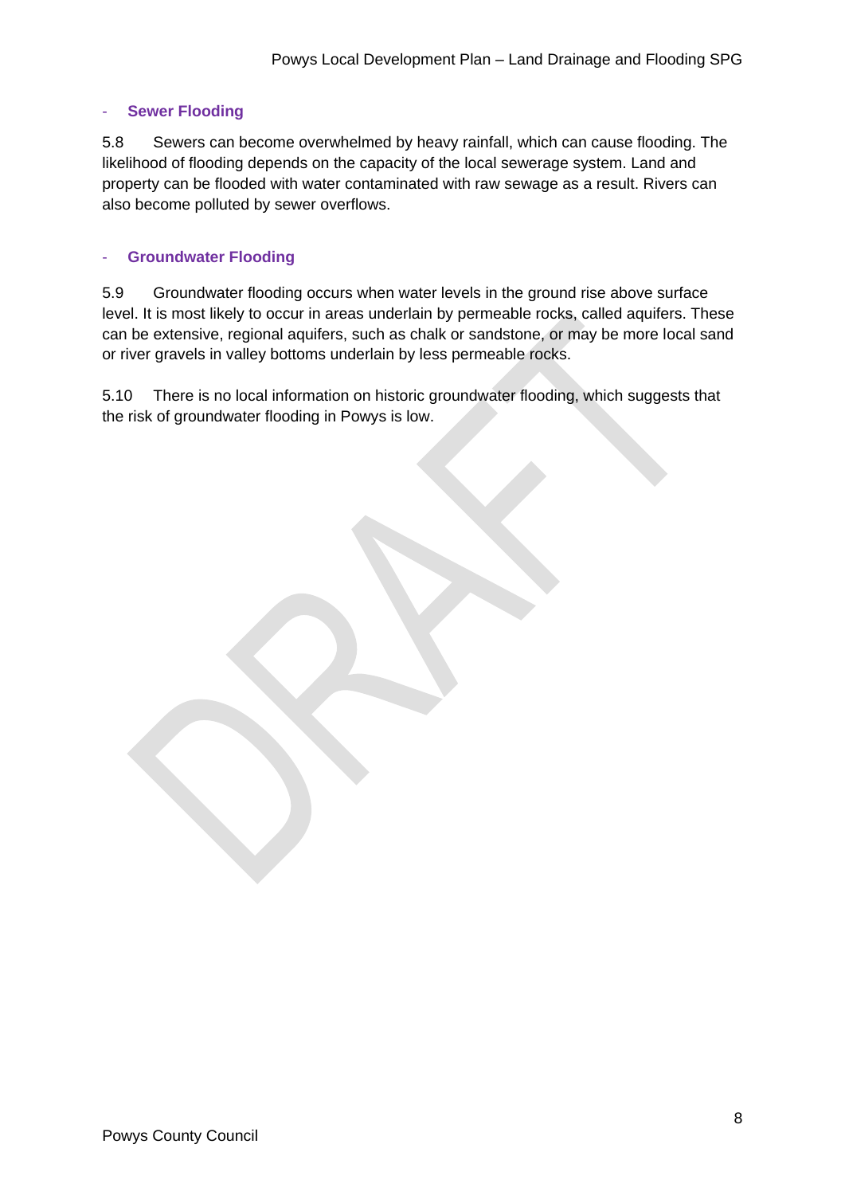- **Sewer Flooding**

5.8 Sewers can become overwhelmed by heavy rainfall, which can cause flooding. The likelihood of flooding depends on the capacity of the local sewerage system. Land and property can be flooded with water contaminated with raw sewage as a result. Rivers can also become polluted by sewer overflows.

- **Groundwater Flooding**

5.9 Groundwater flooding occurs when water levels in the ground rise above surface level. It is most likely to occur in areas underlain by permeable rocks, called aquifers. These can be extensive, regional aquifers, such as chalk or sandstone, or may be more local sand or river gravels in valley bottoms underlain by less permeable rocks.

5.10 There is no local information on historic groundwater flooding, which suggests that the risk of groundwater flooding in Powys is low.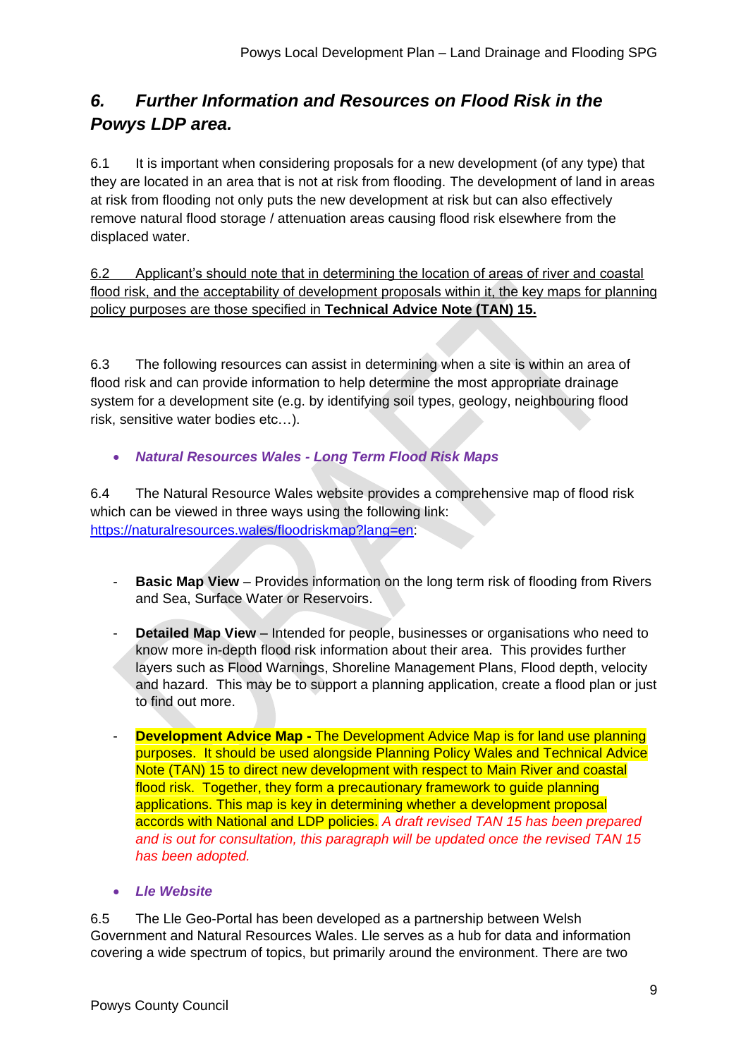## *6. Further Information and Resources on Flood Risk in the Powys LDP area.*

6.1 It is important when considering proposals for a new development (of any type) that they are located in an area that is not at risk from flooding. The development of land in areas at risk from flooding not only puts the new development at risk but can also effectively remove natural flood storage / attenuation areas causing flood risk elsewhere from the displaced water.

6.2 Applicant's should note that in determining the location of areas of river and coastal flood risk, and the acceptability of development proposals within it, the key maps for planning policy purposes are those specified in **Technical Advice Note (TAN) 15.**

6.3 The following resources can assist in determining when a site is within an area of flood risk and can provide information to help determine the most appropriate drainage system for a development site (e.g. by identifying soil types, geology, neighbouring flood risk, sensitive water bodies etc…).

- ***Natural Resources Wales - Long Term Flood Risk Maps***

6.4 The Natural Resource Wales website provides a comprehensive map of flood risk which can be viewed in three ways using the following link: https://naturalresources.wales/floodriskmap?lang=en:

- **Basic Map View** – Provides information on the long term risk of flooding from Rivers and Sea, Surface Water or Reservoirs.

- **Detailed Map View** – Intended for people, businesses or organisations who need to know more in-depth flood risk information about their area. This provides further layers such as Flood Warnings, Shoreline Management Plans, Flood depth, velocity and hazard. This may be to support a planning application, create a flood plan or just to find out more.

- **Development Advice Map -** The Development Advice Map is for land use planning purposes. It should be used alongside Planning Policy Wales and Technical Advice Note (TAN) 15 to direct new development with respect to Main River and coastal flood risk. Together, they form a precautionary framework to guide planning applications. This map is key in determining whether a development proposal accords with National and LDP policies. *A draft revised TAN 15 has been prepared and is out for consultation, this paragraph will be updated once the revised TAN 15 has been adopted.*

- ***Lle Website***

6.5 The Lle Geo-Portal has been developed as a partnership between Welsh Government and Natural Resources Wales. Lle serves as a hub for data and information covering a wide spectrum of topics, but primarily around the environment. There are two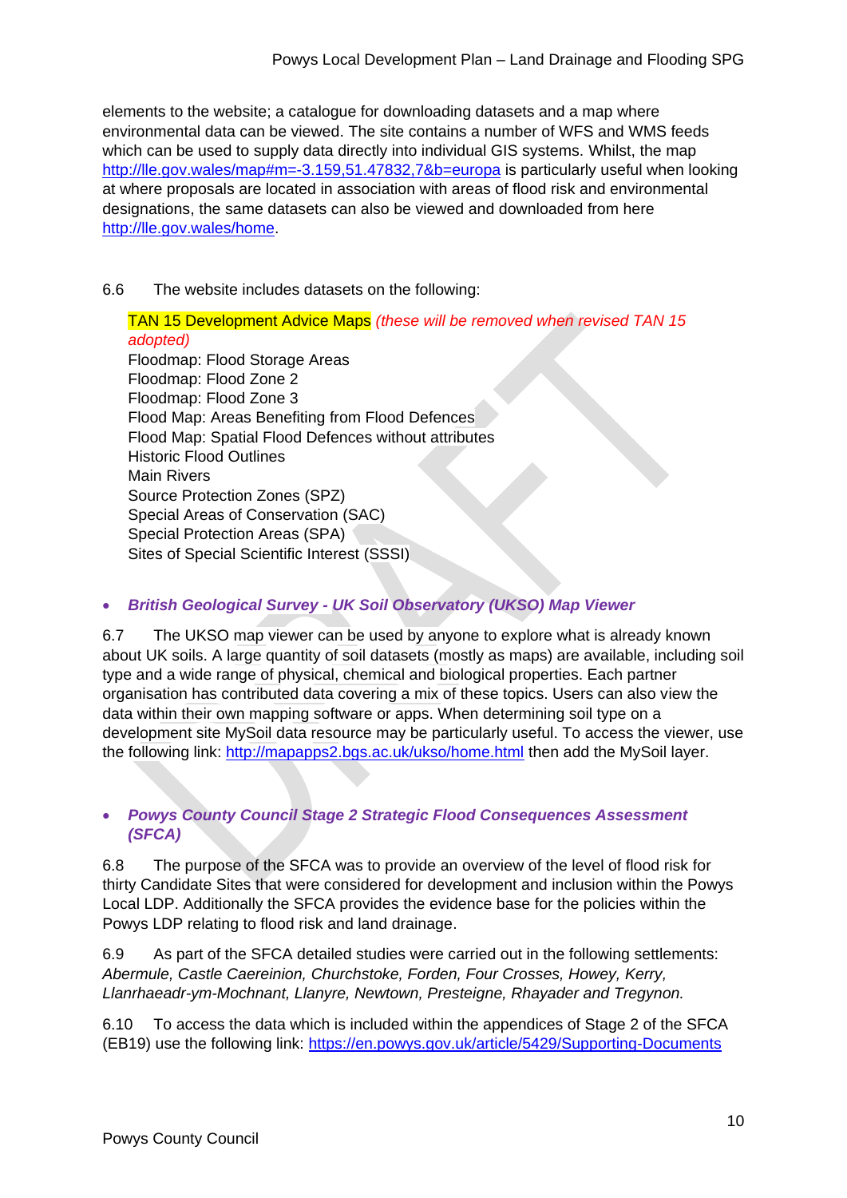elements to the website; a catalogue for downloading datasets and a map where environmental data can be viewed. The site contains a number of WFS and WMS feeds which can be used to supply data directly into individual GIS systems. Whilst, the map http://lle.gov.wales/map#m=-3.159,51.47832,7&b=europa is particularly useful when looking at where proposals are located in association with areas of flood risk and environmental designations, the same datasets can also be viewed and downloaded from here http://lle.gov.wales/home.

6.6 The website includes datasets on the following:

TAN 15 Development Advice Maps *(these will be removed when revised TAN 15 adopted)*
Floodmap: Flood Storage Areas
Floodmap: Flood Zone 2
Floodmap: Flood Zone 3
Flood Map: Areas Benefiting from Flood Defences
Flood Map: Spatial Flood Defences without attributes
Historic Flood Outlines
Main Rivers
Source Protection Zones (SPZ)
Special Areas of Conservation (SAC)
Special Protection Areas (SPA)
Sites of Special Scientific Interest (SSSI)

- ***British Geological Survey - UK Soil Observatory (UKSO) Map Viewer***

6.7 The UKSO map viewer can be used by anyone to explore what is already known about UK soils. A large quantity of soil datasets (mostly as maps) are available, including soil type and a wide range of physical, chemical and biological properties. Each partner organisation has contributed data covering a mix of these topics. Users can also view the data within their own mapping software or apps. When determining soil type on a development site MySoil data resource may be particularly useful. To access the viewer, use the following link: http://mapapps2.bgs.ac.uk/ukso/home.html then add the MySoil layer.

- ***Powys County Council Stage 2 Strategic Flood Consequences Assessment (SFCA)***

6.8 The purpose of the SFCA was to provide an overview of the level of flood risk for thirty Candidate Sites that were considered for development and inclusion within the Powys Local LDP. Additionally the SFCA provides the evidence base for the policies within the Powys LDP relating to flood risk and land drainage.

6.9 As part of the SFCA detailed studies were carried out in the following settlements: *Abermule, Castle Caereinion, Churchstoke, Forden, Four Crosses, Howey, Kerry, Llanrhaeadr-ym-Mochnant, Llanyre, Newtown, Presteigne, Rhayader and Tregynon.*

6.10 To access the data which is included within the appendices of Stage 2 of the SFCA (EB19) use the following link: https://en.powys.gov.uk/article/5429/Supporting-Documents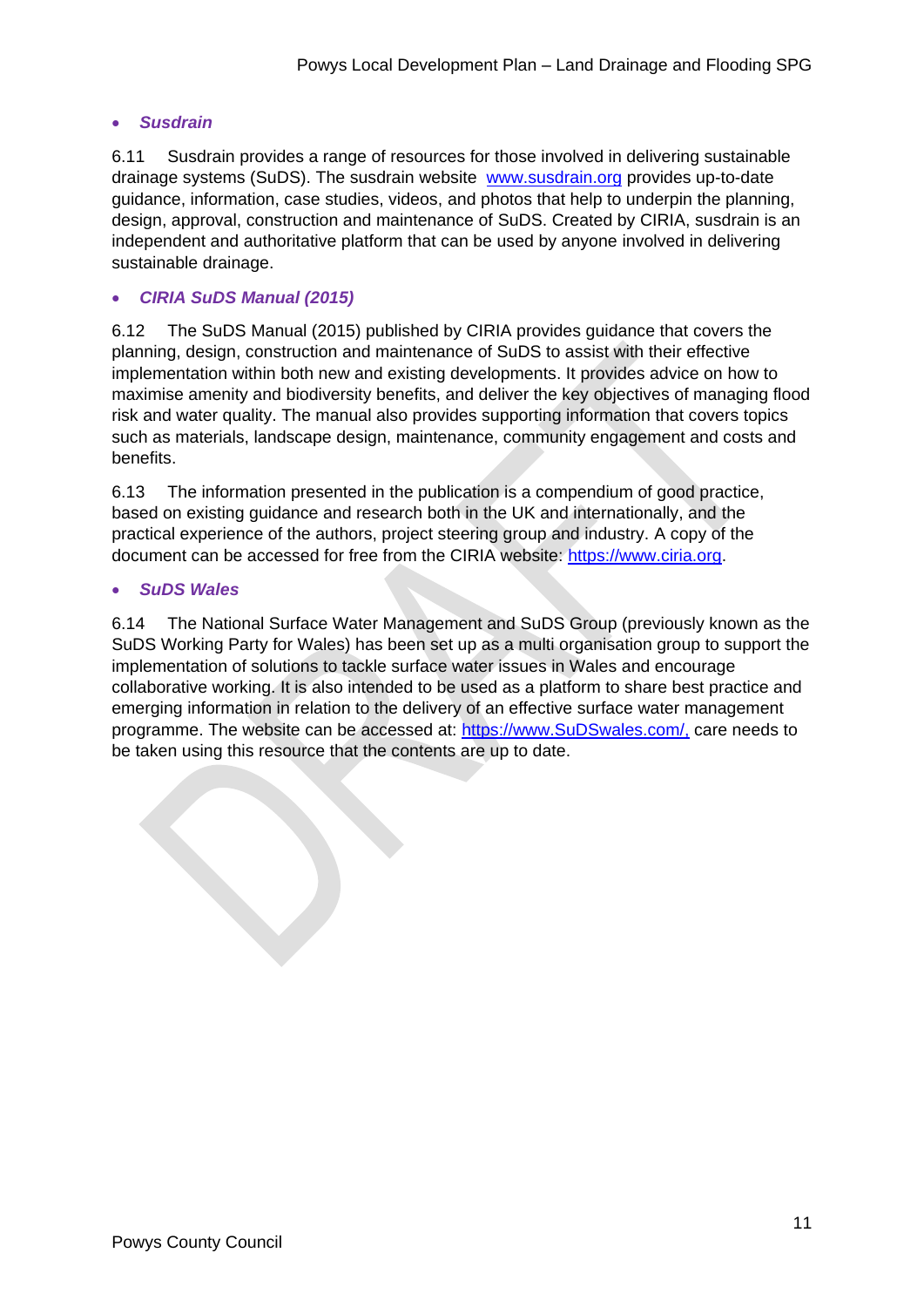- ***Susdrain***

6.11 Susdrain provides a range of resources for those involved in delivering sustainable drainage systems (SuDS). The susdrain website www.susdrain.org provides up-to-date guidance, information, case studies, videos, and photos that help to underpin the planning, design, approval, construction and maintenance of SuDS. Created by CIRIA, susdrain is an independent and authoritative platform that can be used by anyone involved in delivering sustainable drainage.

- ***CIRIA SuDS Manual (2015)***

6.12 The SuDS Manual (2015) published by CIRIA provides guidance that covers the planning, design, construction and maintenance of SuDS to assist with their effective implementation within both new and existing developments. It provides advice on how to maximise amenity and biodiversity benefits, and deliver the key objectives of managing flood risk and water quality. The manual also provides supporting information that covers topics such as materials, landscape design, maintenance, community engagement and costs and benefits.

6.13 The information presented in the publication is a compendium of good practice, based on existing guidance and research both in the UK and internationally, and the practical experience of the authors, project steering group and industry. A copy of the document can be accessed for free from the CIRIA website: https://www.ciria.org.

- ***SuDS Wales***

6.14 The National Surface Water Management and SuDS Group (previously known as the SuDS Working Party for Wales) has been set up as a multi organisation group to support the implementation of solutions to tackle surface water issues in Wales and encourage collaborative working. It is also intended to be used as a platform to share best practice and emerging information in relation to the delivery of an effective surface water management programme. The website can be accessed at: https://www.SuDSwales.com/, care needs to be taken using this resource that the contents are up to date.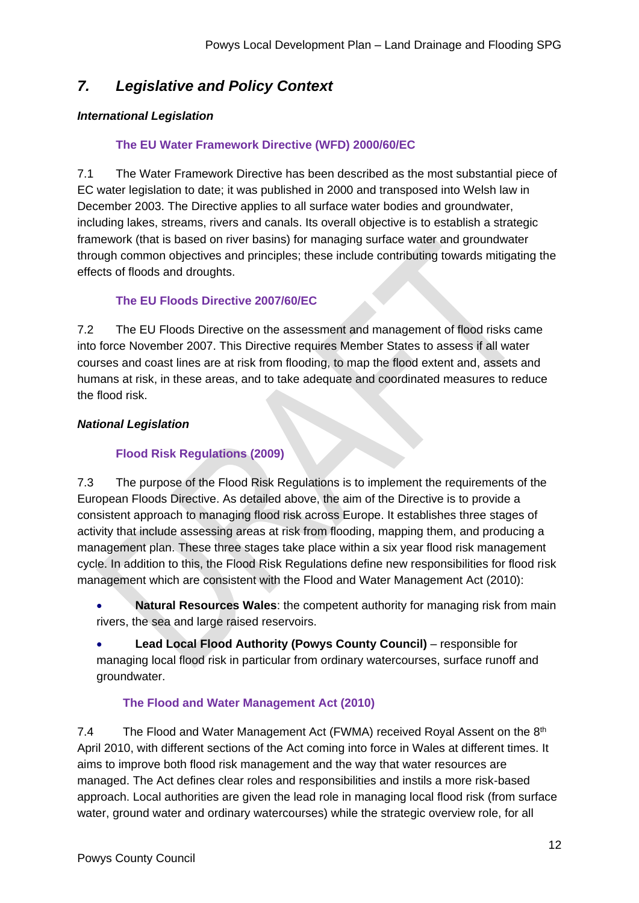## 7. *Legislative and Policy Context*

***International Legislation***

**The EU Water Framework Directive (WFD) 2000/60/EC**

7.1 The Water Framework Directive has been described as the most substantial piece of EC water legislation to date; it was published in 2000 and transposed into Welsh law in December 2003. The Directive applies to all surface water bodies and groundwater, including lakes, streams, rivers and canals. Its overall objective is to establish a strategic framework (that is based on river basins) for managing surface water and groundwater through common objectives and principles; these include contributing towards mitigating the effects of floods and droughts.

**The EU Floods Directive 2007/60/EC**

7.2 The EU Floods Directive on the assessment and management of flood risks came into force November 2007. This Directive requires Member States to assess if all water courses and coast lines are at risk from flooding, to map the flood extent and, assets and humans at risk, in these areas, and to take adequate and coordinated measures to reduce the flood risk.

***National Legislation***

**Flood Risk Regulations (2009)**

7.3 The purpose of the Flood Risk Regulations is to implement the requirements of the European Floods Directive. As detailed above, the aim of the Directive is to provide a consistent approach to managing flood risk across Europe. It establishes three stages of activity that include assessing areas at risk from flooding, mapping them, and producing a management plan. These three stages take place within a six year flood risk management cycle. In addition to this, the Flood Risk Regulations define new responsibilities for flood risk management which are consistent with the Flood and Water Management Act (2010):

- **Natural Resources Wales**: the competent authority for managing risk from main rivers, the sea and large raised reservoirs.
- **Lead Local Flood Authority (Powys County Council)** – responsible for managing local flood risk in particular from ordinary watercourses, surface runoff and groundwater.

**The Flood and Water Management Act (2010)**

7.4 The Flood and Water Management Act (FWMA) received Royal Assent on the 8th April 2010, with different sections of the Act coming into force in Wales at different times. It aims to improve both flood risk management and the way that water resources are managed. The Act defines clear roles and responsibilities and instils a more risk-based approach. Local authorities are given the lead role in managing local flood risk (from surface water, ground water and ordinary watercourses) while the strategic overview role, for all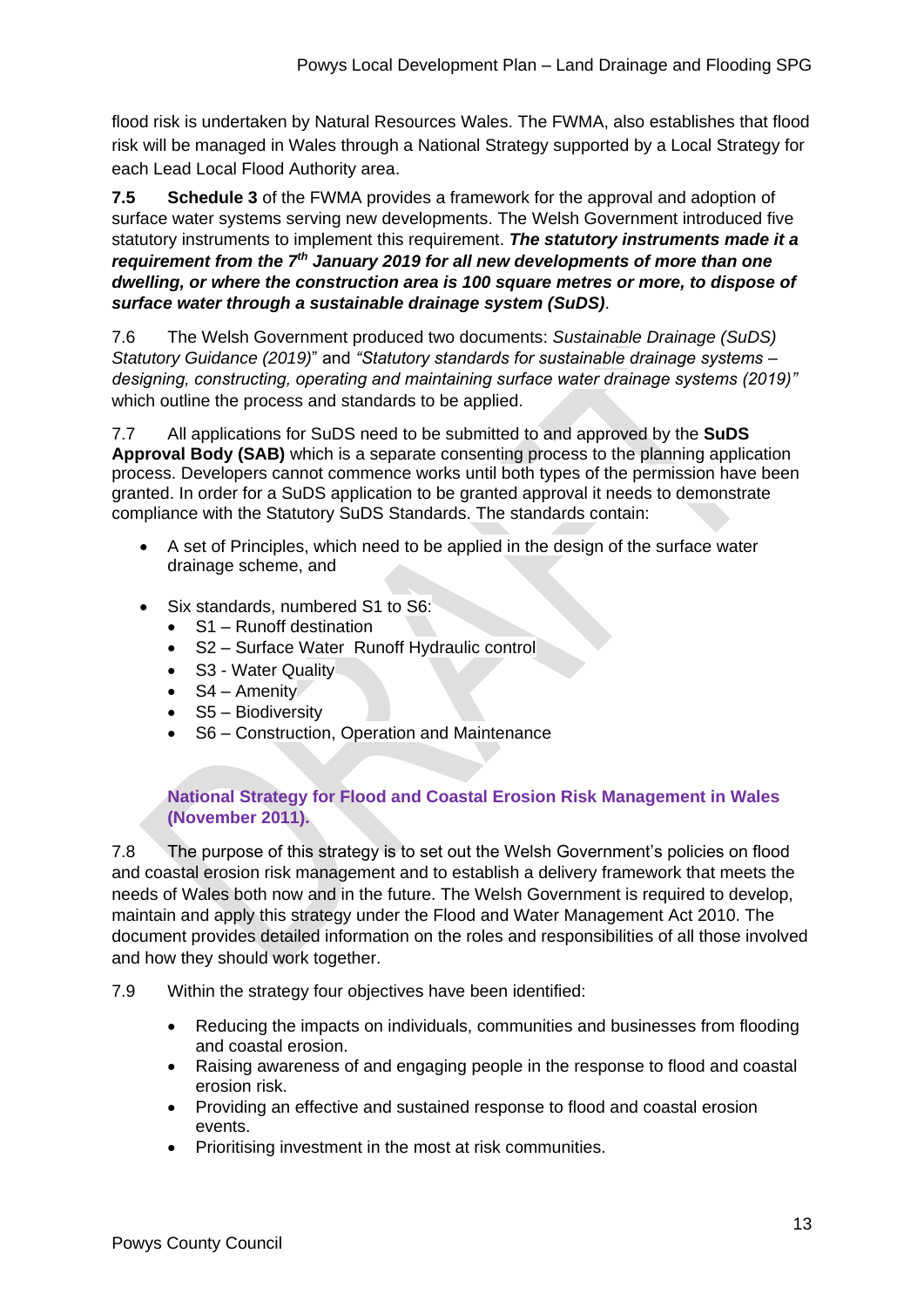flood risk is undertaken by Natural Resources Wales. The FWMA, also establishes that flood risk will be managed in Wales through a National Strategy supported by a Local Strategy for each Lead Local Flood Authority area.

**7.5** **Schedule 3** of the FWMA provides a framework for the approval and adoption of surface water systems serving new developments. The Welsh Government introduced five statutory instruments to implement this requirement. ***The statutory instruments made it a requirement from the 7th January 2019 for all new developments of more than one dwelling, or where the construction area is 100 square metres or more, to dispose of surface water through a sustainable drainage system (SuDS)***.

7.6 The Welsh Government produced two documents: *Sustainable Drainage (SuDS) Statutory Guidance (2019)*" and *"Statutory standards for sustainable drainage systems – designing, constructing, operating and maintaining surface water drainage systems (2019)"* which outline the process and standards to be applied.

7.7 All applications for SuDS need to be submitted to and approved by the **SuDS Approval Body (SAB)** which is a separate consenting process to the planning application process. Developers cannot commence works until both types of the permission have been granted. In order for a SuDS application to be granted approval it needs to demonstrate compliance with the Statutory SuDS Standards. The standards contain:

- A set of Principles, which need to be applied in the design of the surface water drainage scheme, and
- Six standards, numbered S1 to S6:
  - S1 – Runoff destination
  - S2 – Surface Water Runoff Hydraulic control
  - S3 - Water Quality
  - S4 – Amenity
  - S5 – Biodiversity
  - S6 – Construction, Operation and Maintenance

### National Strategy for Flood and Coastal Erosion Risk Management in Wales (November 2011).

7.8 The purpose of this strategy is to set out the Welsh Government's policies on flood and coastal erosion risk management and to establish a delivery framework that meets the needs of Wales both now and in the future. The Welsh Government is required to develop, maintain and apply this strategy under the Flood and Water Management Act 2010. The document provides detailed information on the roles and responsibilities of all those involved and how they should work together.

7.9 Within the strategy four objectives have been identified:

- Reducing the impacts on individuals, communities and businesses from flooding and coastal erosion.
- Raising awareness of and engaging people in the response to flood and coastal erosion risk.
- Providing an effective and sustained response to flood and coastal erosion events.
- Prioritising investment in the most at risk communities.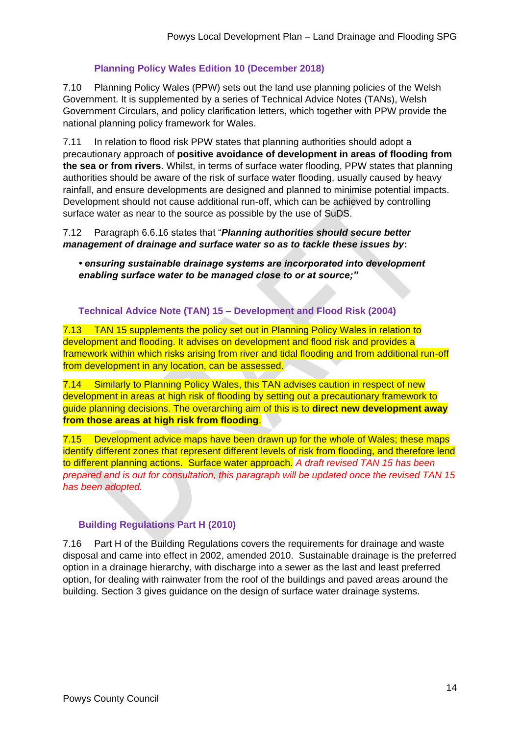### Planning Policy Wales Edition 10 (December 2018)

7.10 Planning Policy Wales (PPW) sets out the land use planning policies of the Welsh Government. It is supplemented by a series of Technical Advice Notes (TANs), Welsh Government Circulars, and policy clarification letters, which together with PPW provide the national planning policy framework for Wales.

7.11 In relation to flood risk PPW states that planning authorities should adopt a precautionary approach of **positive avoidance of development in areas of flooding from the sea or from rivers**. Whilst, in terms of surface water flooding, PPW states that planning authorities should be aware of the risk of surface water flooding, usually caused by heavy rainfall, and ensure developments are designed and planned to minimise potential impacts. Development should not cause additional run-off, which can be achieved by controlling surface water as near to the source as possible by the use of SuDS.

7.12 Paragraph 6.6.16 states that "***Planning authorities should secure better management of drainage and surface water so as to tackle these issues by*:**

> ***• ensuring sustainable drainage systems are incorporated into development enabling surface water to be managed close to or at source;"***

### Technical Advice Note (TAN) 15 – Development and Flood Risk (2004)

7.13 TAN 15 supplements the policy set out in Planning Policy Wales in relation to development and flooding. It advises on development and flood risk and provides a framework within which risks arising from river and tidal flooding and from additional run-off from development in any location, can be assessed.

7.14 Similarly to Planning Policy Wales, this TAN advises caution in respect of new development in areas at high risk of flooding by setting out a precautionary framework to guide planning decisions. The overarching aim of this is to **direct new development away from those areas at high risk from flooding**.

7.15 Development advice maps have been drawn up for the whole of Wales; these maps identify different zones that represent different levels of risk from flooding, and therefore lend to different planning actions. Surface water approach. *A draft revised TAN 15 has been prepared and is out for consultation, this paragraph will be updated once the revised TAN 15 has been adopted.*

### Building Regulations Part H (2010)

7.16 Part H of the Building Regulations covers the requirements for drainage and waste disposal and came into effect in 2002, amended 2010. Sustainable drainage is the preferred option in a drainage hierarchy, with discharge into a sewer as the last and least preferred option, for dealing with rainwater from the roof of the buildings and paved areas around the building. Section 3 gives guidance on the design of surface water drainage systems.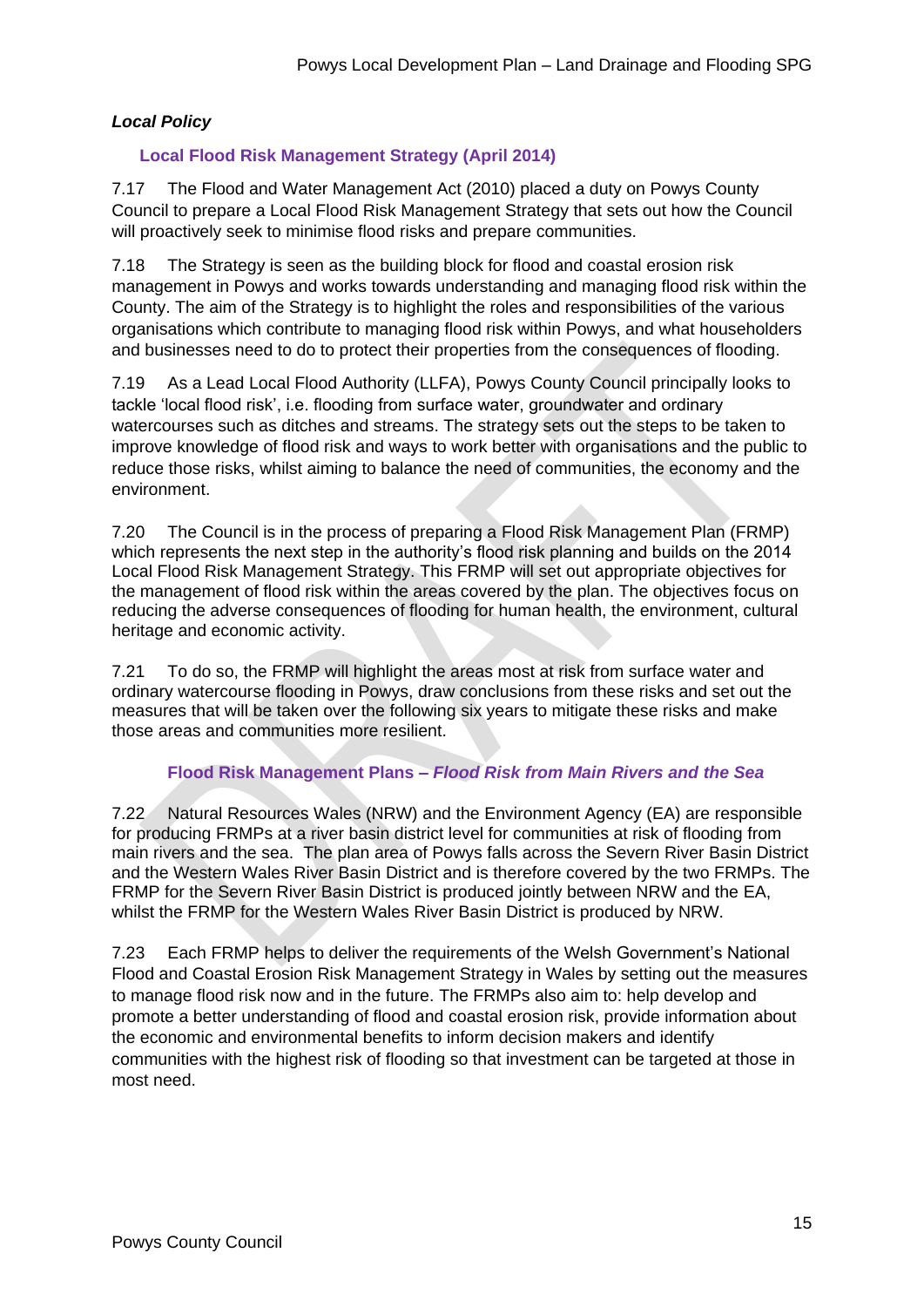### *Local Policy*

#### Local Flood Risk Management Strategy (April 2014)

7.17 The Flood and Water Management Act (2010) placed a duty on Powys County Council to prepare a Local Flood Risk Management Strategy that sets out how the Council will proactively seek to minimise flood risks and prepare communities.

7.18 The Strategy is seen as the building block for flood and coastal erosion risk management in Powys and works towards understanding and managing flood risk within the County. The aim of the Strategy is to highlight the roles and responsibilities of the various organisations which contribute to managing flood risk within Powys, and what householders and businesses need to do to protect their properties from the consequences of flooding.

7.19 As a Lead Local Flood Authority (LLFA), Powys County Council principally looks to tackle 'local flood risk', i.e. flooding from surface water, groundwater and ordinary watercourses such as ditches and streams. The strategy sets out the steps to be taken to improve knowledge of flood risk and ways to work better with organisations and the public to reduce those risks, whilst aiming to balance the need of communities, the economy and the environment.

7.20 The Council is in the process of preparing a Flood Risk Management Plan (FRMP) which represents the next step in the authority's flood risk planning and builds on the 2014 Local Flood Risk Management Strategy. This FRMP will set out appropriate objectives for the management of flood risk within the areas covered by the plan. The objectives focus on reducing the adverse consequences of flooding for human health, the environment, cultural heritage and economic activity.

7.21 To do so, the FRMP will highlight the areas most at risk from surface water and ordinary watercourse flooding in Powys, draw conclusions from these risks and set out the measures that will be taken over the following six years to mitigate these risks and make those areas and communities more resilient.

#### Flood Risk Management Plans – *Flood Risk from Main Rivers and the Sea*

7.22 Natural Resources Wales (NRW) and the Environment Agency (EA) are responsible for producing FRMPs at a river basin district level for communities at risk of flooding from main rivers and the sea. The plan area of Powys falls across the Severn River Basin District and the Western Wales River Basin District and is therefore covered by the two FRMPs. The FRMP for the Severn River Basin District is produced jointly between NRW and the EA, whilst the FRMP for the Western Wales River Basin District is produced by NRW.

7.23 Each FRMP helps to deliver the requirements of the Welsh Government's National Flood and Coastal Erosion Risk Management Strategy in Wales by setting out the measures to manage flood risk now and in the future. The FRMPs also aim to: help develop and promote a better understanding of flood and coastal erosion risk, provide information about the economic and environmental benefits to inform decision makers and identify communities with the highest risk of flooding so that investment can be targeted at those in most need.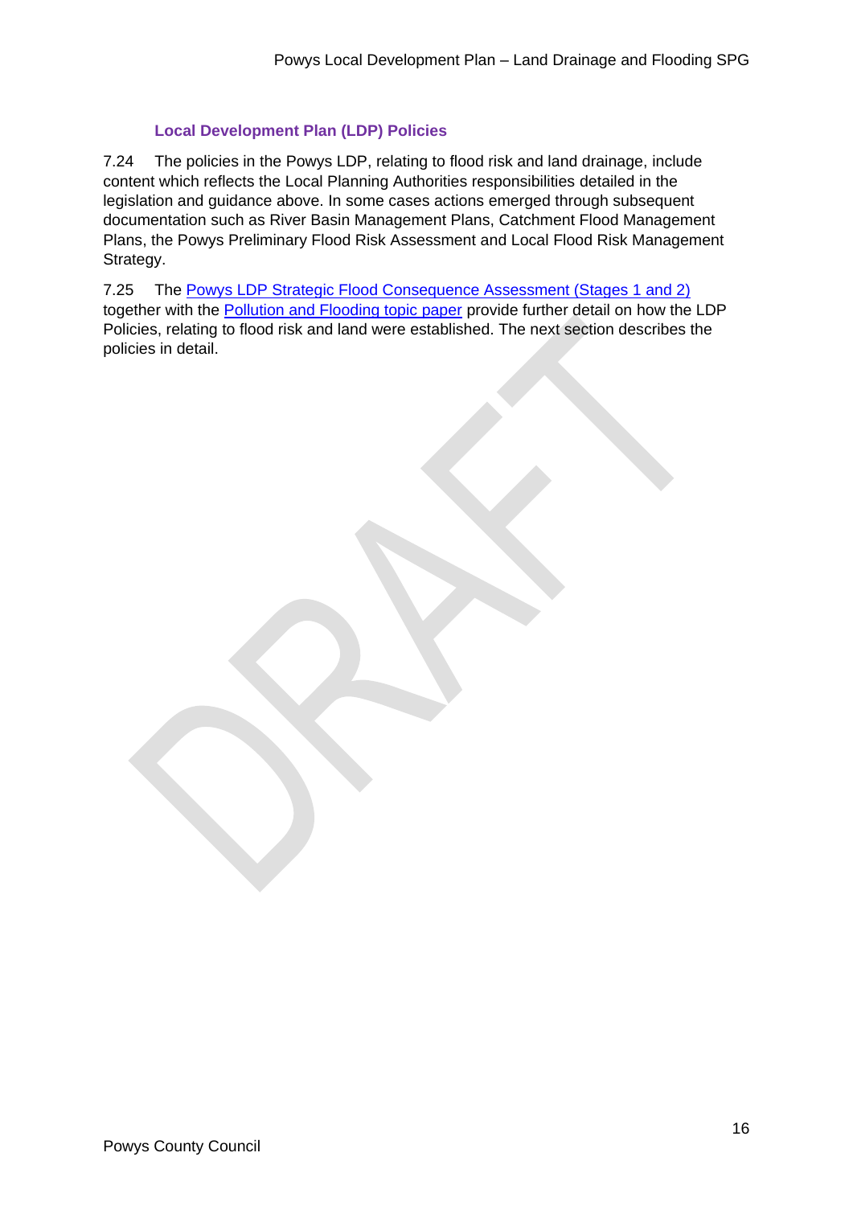### Local Development Plan (LDP) Policies

7.24 The policies in the Powys LDP, relating to flood risk and land drainage, include content which reflects the Local Planning Authorities responsibilities detailed in the legislation and guidance above. In some cases actions emerged through subsequent documentation such as River Basin Management Plans, Catchment Flood Management Plans, the Powys Preliminary Flood Risk Assessment and Local Flood Risk Management Strategy.

7.25 The Powys LDP Strategic Flood Consequence Assessment (Stages 1 and 2) together with the Pollution and Flooding topic paper provide further detail on how the LDP Policies, relating to flood risk and land were established. The next section describes the policies in detail.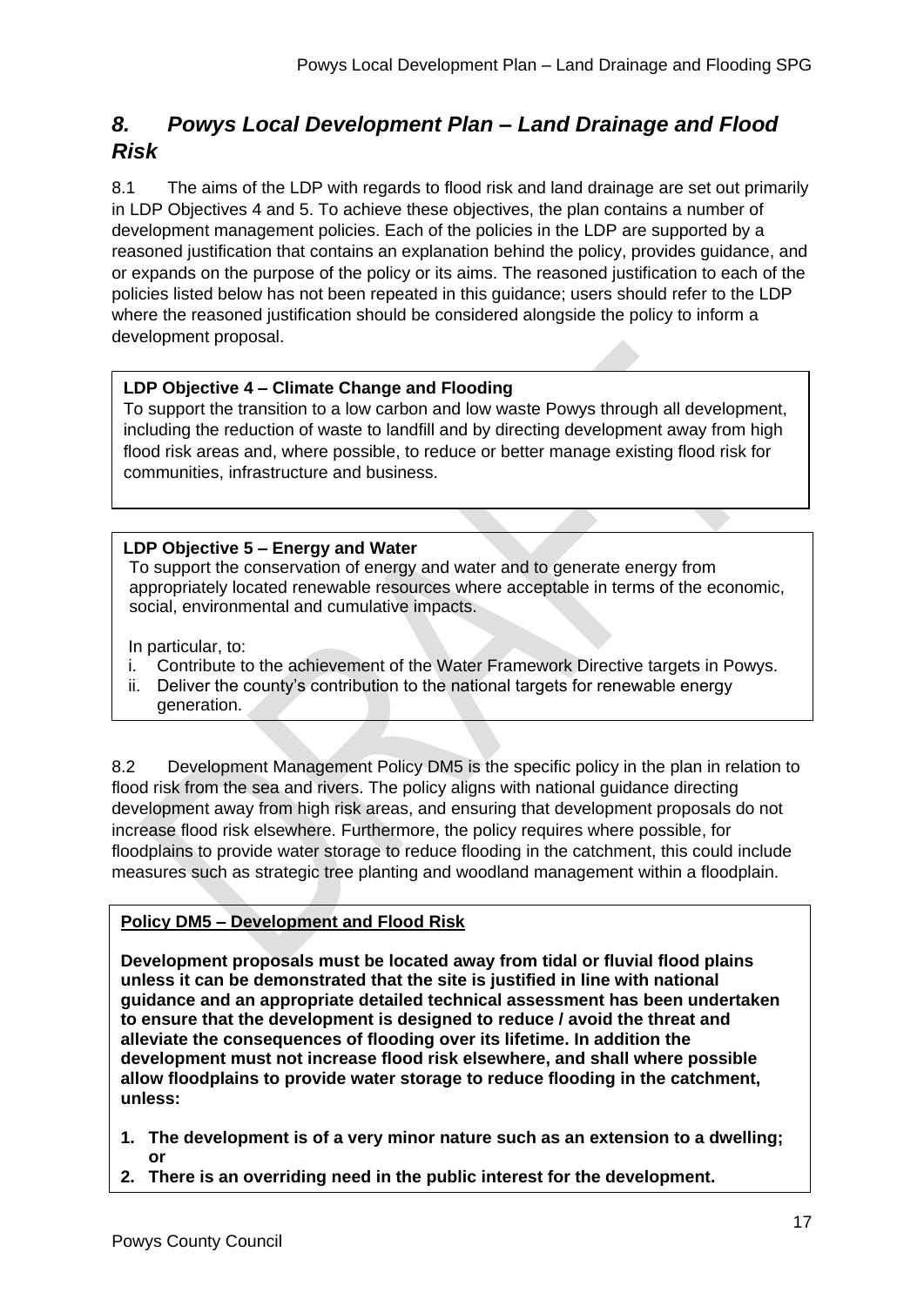## *8. Powys Local Development Plan – Land Drainage and Flood Risk*

8.1 The aims of the LDP with regards to flood risk and land drainage are set out primarily in LDP Objectives 4 and 5. To achieve these objectives, the plan contains a number of development management policies. Each of the policies in the LDP are supported by a reasoned justification that contains an explanation behind the policy, provides guidance, and or expands on the purpose of the policy or its aims. The reasoned justification to each of the policies listed below has not been repeated in this guidance; users should refer to the LDP where the reasoned justification should be considered alongside the policy to inform a development proposal.

**LDP Objective 4 – Climate Change and Flooding**
To support the transition to a low carbon and low waste Powys through all development, including the reduction of waste to landfill and by directing development away from high flood risk areas and, where possible, to reduce or better manage existing flood risk for communities, infrastructure and business.

**LDP Objective 5 – Energy and Water**
To support the conservation of energy and water and to generate energy from appropriately located renewable resources where acceptable in terms of the economic, social, environmental and cumulative impacts.

In particular, to:

i. Contribute to the achievement of the Water Framework Directive targets in Powys.
ii. Deliver the county's contribution to the national targets for renewable energy generation.

8.2 Development Management Policy DM5 is the specific policy in the plan in relation to flood risk from the sea and rivers. The policy aligns with national guidance directing development away from high risk areas, and ensuring that development proposals do not increase flood risk elsewhere. Furthermore, the policy requires where possible, for floodplains to provide water storage to reduce flooding in the catchment, this could include measures such as strategic tree planting and woodland management within a floodplain.

**Policy DM5 – Development and Flood Risk**

**Development proposals must be located away from tidal or fluvial flood plains unless it can be demonstrated that the site is justified in line with national guidance and an appropriate detailed technical assessment has been undertaken to ensure that the development is designed to reduce / avoid the threat and alleviate the consequences of flooding over its lifetime. In addition the development must not increase flood risk elsewhere, and shall where possible allow floodplains to provide water storage to reduce flooding in the catchment, unless:**

1. **The development is of a very minor nature such as an extension to a dwelling; or**
2. **There is an overriding need in the public interest for the development.**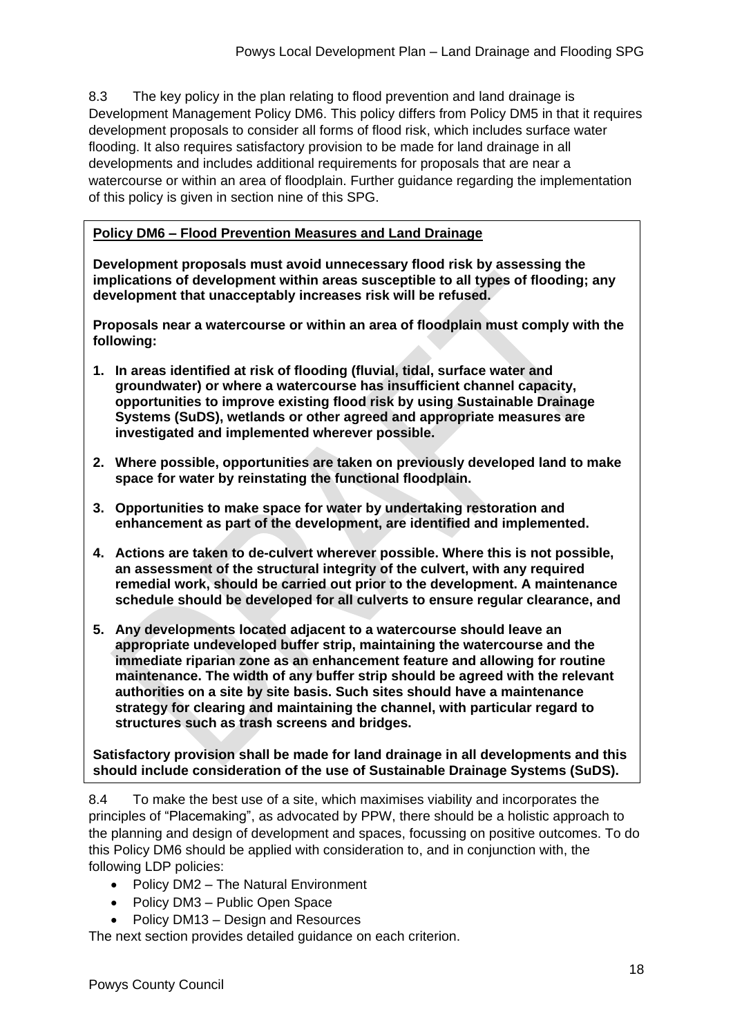8.3 The key policy in the plan relating to flood prevention and land drainage is Development Management Policy DM6. This policy differs from Policy DM5 in that it requires development proposals to consider all forms of flood risk, which includes surface water flooding. It also requires satisfactory provision to be made for land drainage in all developments and includes additional requirements for proposals that are near a watercourse or within an area of floodplain. Further guidance regarding the implementation of this policy is given in section nine of this SPG.

**Policy DM6 – Flood Prevention Measures and Land Drainage**

**Development proposals must avoid unnecessary flood risk by assessing the implications of development within areas susceptible to all types of flooding; any development that unacceptably increases risk will be refused.**

**Proposals near a watercourse or within an area of floodplain must comply with the following:**

1. **In areas identified at risk of flooding (fluvial, tidal, surface water and groundwater) or where a watercourse has insufficient channel capacity, opportunities to improve existing flood risk by using Sustainable Drainage Systems (SuDS), wetlands or other agreed and appropriate measures are investigated and implemented wherever possible.**
2. **Where possible, opportunities are taken on previously developed land to make space for water by reinstating the functional floodplain.**
3. **Opportunities to make space for water by undertaking restoration and enhancement as part of the development, are identified and implemented.**
4. **Actions are taken to de-culvert wherever possible. Where this is not possible, an assessment of the structural integrity of the culvert, with any required remedial work, should be carried out prior to the development. A maintenance schedule should be developed for all culverts to ensure regular clearance, and**
5. **Any developments located adjacent to a watercourse should leave an appropriate undeveloped buffer strip, maintaining the watercourse and the immediate riparian zone as an enhancement feature and allowing for routine maintenance. The width of any buffer strip should be agreed with the relevant authorities on a site by site basis. Such sites should have a maintenance strategy for clearing and maintaining the channel, with particular regard to structures such as trash screens and bridges.**

**Satisfactory provision shall be made for land drainage in all developments and this should include consideration of the use of Sustainable Drainage Systems (SuDS).**

8.4 To make the best use of a site, which maximises viability and incorporates the principles of "Placemaking", as advocated by PPW, there should be a holistic approach to the planning and design of development and spaces, focussing on positive outcomes. To do this Policy DM6 should be applied with consideration to, and in conjunction with, the following LDP policies:

- Policy DM2 – The Natural Environment
- Policy DM3 – Public Open Space
- Policy DM13 – Design and Resources

The next section provides detailed guidance on each criterion.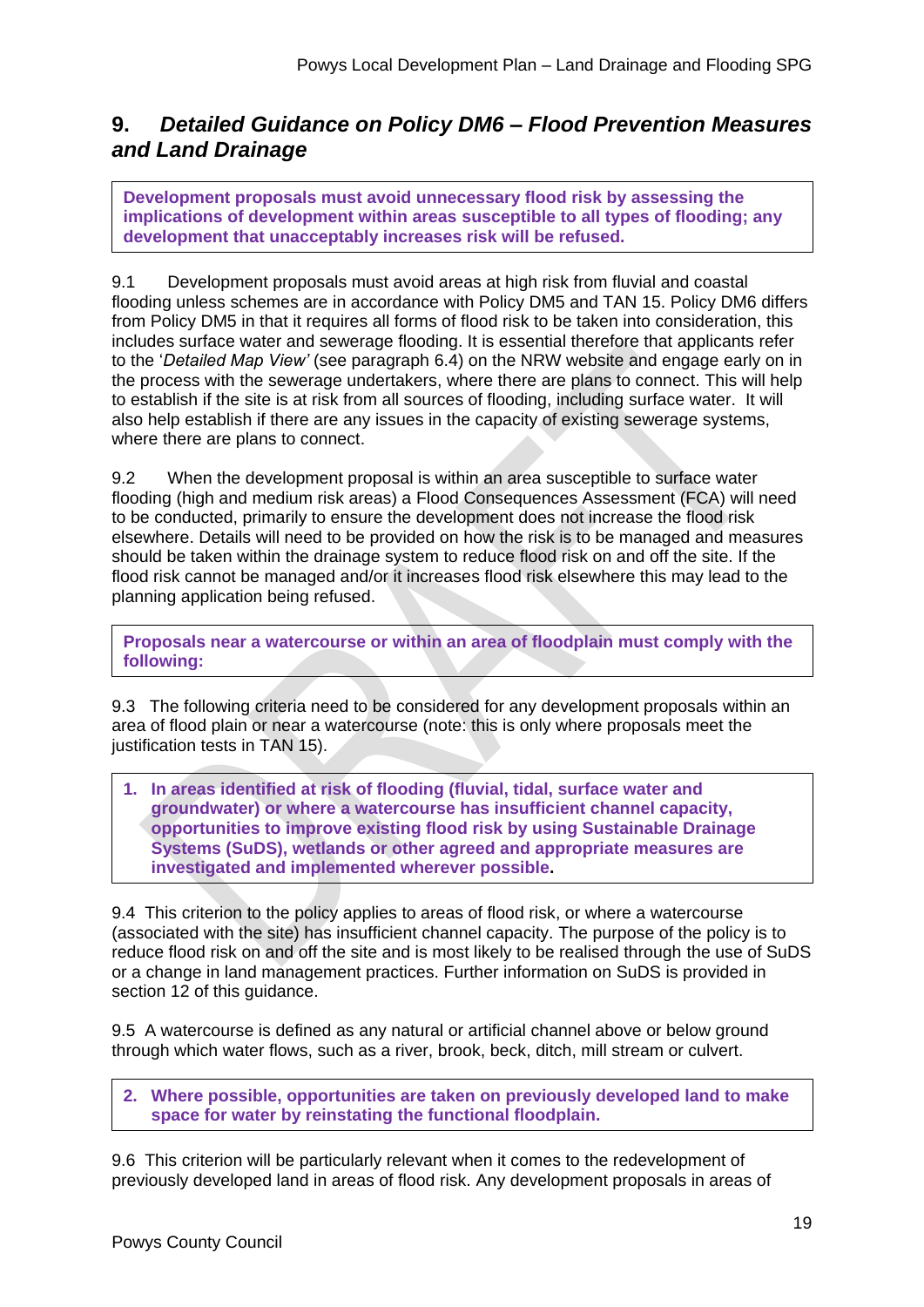## 9. *Detailed Guidance on Policy DM6 – Flood Prevention Measures and Land Drainage*

**Development proposals must avoid unnecessary flood risk by assessing the implications of development within areas susceptible to all types of flooding; any development that unacceptably increases risk will be refused.**

9.1 Development proposals must avoid areas at high risk from fluvial and coastal flooding unless schemes are in accordance with Policy DM5 and TAN 15. Policy DM6 differs from Policy DM5 in that it requires all forms of flood risk to be taken into consideration, this includes surface water and sewerage flooding. It is essential therefore that applicants refer to the '*Detailed Map View'* (see paragraph 6.4) on the NRW website and engage early on in the process with the sewerage undertakers, where there are plans to connect. This will help to establish if the site is at risk from all sources of flooding, including surface water. It will also help establish if there are any issues in the capacity of existing sewerage systems, where there are plans to connect.

9.2 When the development proposal is within an area susceptible to surface water flooding (high and medium risk areas) a Flood Consequences Assessment (FCA) will need to be conducted, primarily to ensure the development does not increase the flood risk elsewhere. Details will need to be provided on how the risk is to be managed and measures should be taken within the drainage system to reduce flood risk on and off the site. If the flood risk cannot be managed and/or it increases flood risk elsewhere this may lead to the planning application being refused.

**Proposals near a watercourse or within an area of floodplain must comply with the following:**

9.3 The following criteria need to be considered for any development proposals within an area of flood plain or near a watercourse (note: this is only where proposals meet the justification tests in TAN 15).

1. **In areas identified at risk of flooding (fluvial, tidal, surface water and groundwater) or where a watercourse has insufficient channel capacity, opportunities to improve existing flood risk by using Sustainable Drainage Systems (SuDS), wetlands or other agreed and appropriate measures are investigated and implemented wherever possible.**

9.4 This criterion to the policy applies to areas of flood risk, or where a watercourse (associated with the site) has insufficient channel capacity. The purpose of the policy is to reduce flood risk on and off the site and is most likely to be realised through the use of SuDS or a change in land management practices. Further information on SuDS is provided in section 12 of this guidance.

9.5 A watercourse is defined as any natural or artificial channel above or below ground through which water flows, such as a river, brook, beck, ditch, mill stream or culvert.

2. **Where possible, opportunities are taken on previously developed land to make space for water by reinstating the functional floodplain.**

9.6 This criterion will be particularly relevant when it comes to the redevelopment of previously developed land in areas of flood risk. Any development proposals in areas of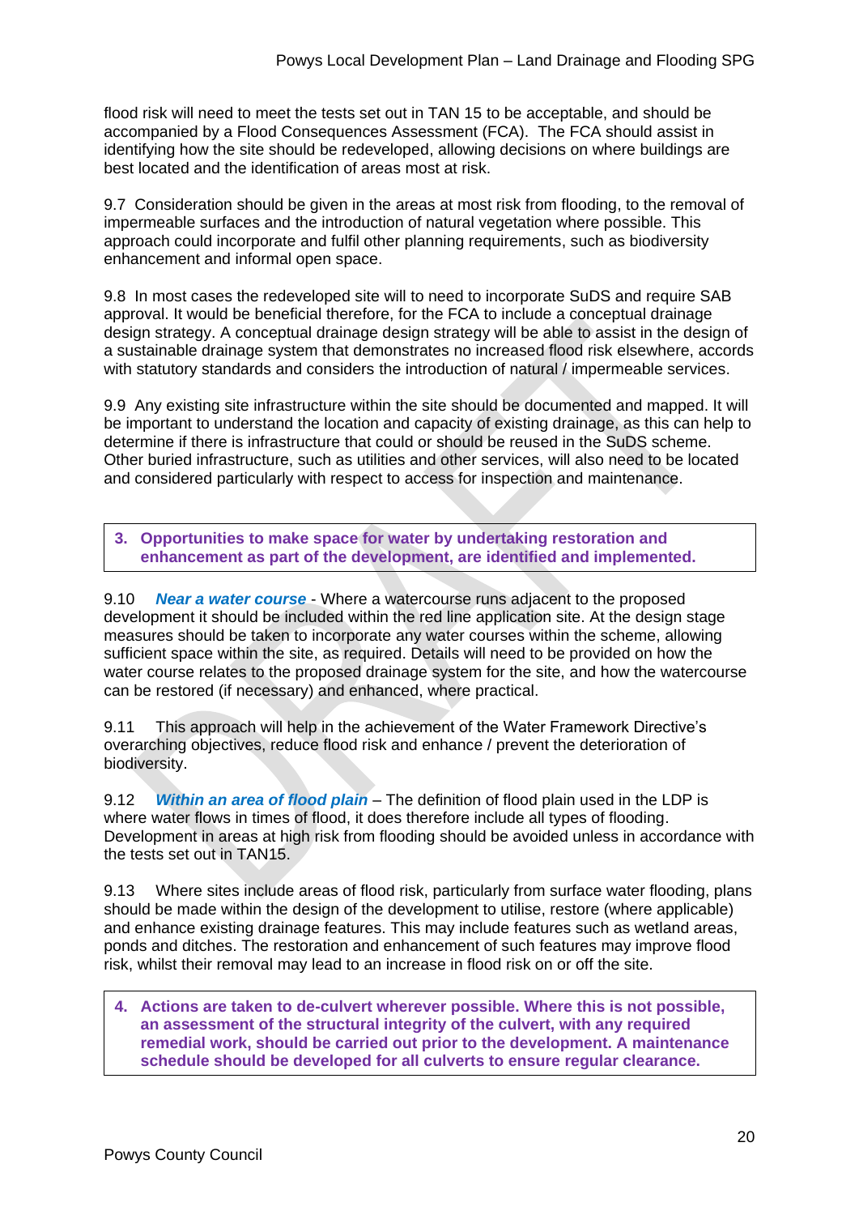flood risk will need to meet the tests set out in TAN 15 to be acceptable, and should be accompanied by a Flood Consequences Assessment (FCA). The FCA should assist in identifying how the site should be redeveloped, allowing decisions on where buildings are best located and the identification of areas most at risk.

9.7 Consideration should be given in the areas at most risk from flooding, to the removal of impermeable surfaces and the introduction of natural vegetation where possible. This approach could incorporate and fulfil other planning requirements, such as biodiversity enhancement and informal open space.

9.8 In most cases the redeveloped site will to need to incorporate SuDS and require SAB approval. It would be beneficial therefore, for the FCA to include a conceptual drainage design strategy. A conceptual drainage design strategy will be able to assist in the design of a sustainable drainage system that demonstrates no increased flood risk elsewhere, accords with statutory standards and considers the introduction of natural / impermeable services.

9.9 Any existing site infrastructure within the site should be documented and mapped. It will be important to understand the location and capacity of existing drainage, as this can help to determine if there is infrastructure that could or should be reused in the SuDS scheme. Other buried infrastructure, such as utilities and other services, will also need to be located and considered particularly with respect to access for inspection and maintenance.

**3. Opportunities to make space for water by undertaking restoration and enhancement as part of the development, are identified and implemented.**

9.10 ***Near a water course*** - Where a watercourse runs adjacent to the proposed development it should be included within the red line application site. At the design stage measures should be taken to incorporate any water courses within the scheme, allowing sufficient space within the site, as required. Details will need to be provided on how the water course relates to the proposed drainage system for the site, and how the watercourse can be restored (if necessary) and enhanced, where practical.

9.11 This approach will help in the achievement of the Water Framework Directive's overarching objectives, reduce flood risk and enhance / prevent the deterioration of biodiversity.

9.12 ***Within an area of flood plain*** – The definition of flood plain used in the LDP is where water flows in times of flood, it does therefore include all types of flooding. Development in areas at high risk from flooding should be avoided unless in accordance with the tests set out in TAN15.

9.13 Where sites include areas of flood risk, particularly from surface water flooding, plans should be made within the design of the development to utilise, restore (where applicable) and enhance existing drainage features. This may include features such as wetland areas, ponds and ditches. The restoration and enhancement of such features may improve flood risk, whilst their removal may lead to an increase in flood risk on or off the site.

**4. Actions are taken to de-culvert wherever possible. Where this is not possible, an assessment of the structural integrity of the culvert, with any required remedial work, should be carried out prior to the development. A maintenance schedule should be developed for all culverts to ensure regular clearance.**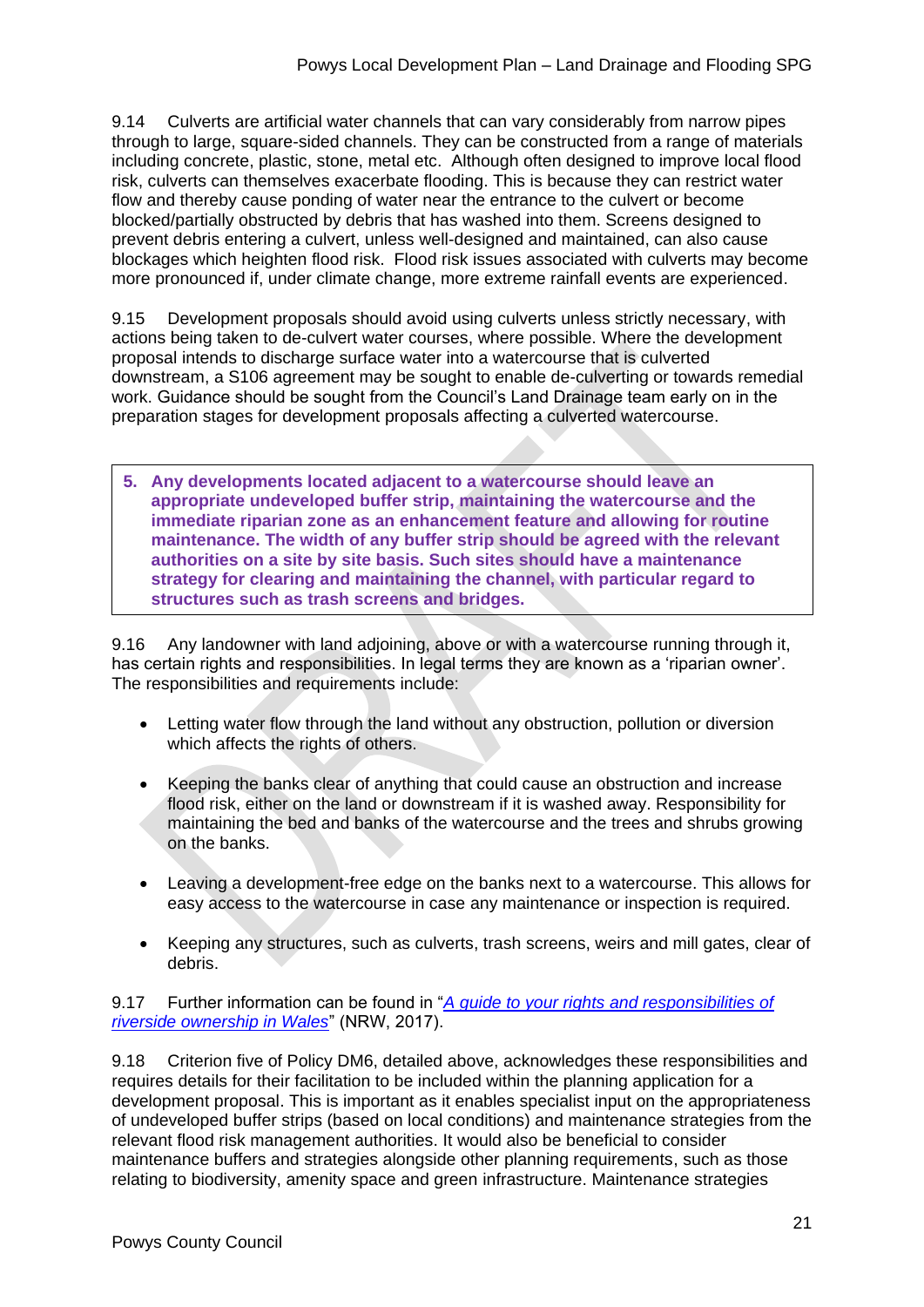9.14 Culverts are artificial water channels that can vary considerably from narrow pipes through to large, square-sided channels. They can be constructed from a range of materials including concrete, plastic, stone, metal etc. Although often designed to improve local flood risk, culverts can themselves exacerbate flooding. This is because they can restrict water flow and thereby cause ponding of water near the entrance to the culvert or become blocked/partially obstructed by debris that has washed into them. Screens designed to prevent debris entering a culvert, unless well-designed and maintained, can also cause blockages which heighten flood risk. Flood risk issues associated with culverts may become more pronounced if, under climate change, more extreme rainfall events are experienced.

9.15 Development proposals should avoid using culverts unless strictly necessary, with actions being taken to de-culvert water courses, where possible. Where the development proposal intends to discharge surface water into a watercourse that is culverted downstream, a S106 agreement may be sought to enable de-culverting or towards remedial work. Guidance should be sought from the Council's Land Drainage team early on in the preparation stages for development proposals affecting a culverted watercourse.

> **5. Any developments located adjacent to a watercourse should leave an appropriate undeveloped buffer strip, maintaining the watercourse and the immediate riparian zone as an enhancement feature and allowing for routine maintenance. The width of any buffer strip should be agreed with the relevant authorities on a site by site basis. Such sites should have a maintenance strategy for clearing and maintaining the channel, with particular regard to structures such as trash screens and bridges.**

9.16 Any landowner with land adjoining, above or with a watercourse running through it, has certain rights and responsibilities. In legal terms they are known as a 'riparian owner'. The responsibilities and requirements include:

- Letting water flow through the land without any obstruction, pollution or diversion which affects the rights of others.
- Keeping the banks clear of anything that could cause an obstruction and increase flood risk, either on the land or downstream if it is washed away. Responsibility for maintaining the bed and banks of the watercourse and the trees and shrubs growing on the banks.
- Leaving a development-free edge on the banks next to a watercourse. This allows for easy access to the watercourse in case any maintenance or inspection is required.
- Keeping any structures, such as culverts, trash screens, weirs and mill gates, clear of debris.

9.17 Further information can be found in "*A guide to your rights and responsibilities of riverside ownership in Wales*" (NRW, 2017).

9.18 Criterion five of Policy DM6, detailed above, acknowledges these responsibilities and requires details for their facilitation to be included within the planning application for a development proposal. This is important as it enables specialist input on the appropriateness of undeveloped buffer strips (based on local conditions) and maintenance strategies from the relevant flood risk management authorities. It would also be beneficial to consider maintenance buffers and strategies alongside other planning requirements, such as those relating to biodiversity, amenity space and green infrastructure. Maintenance strategies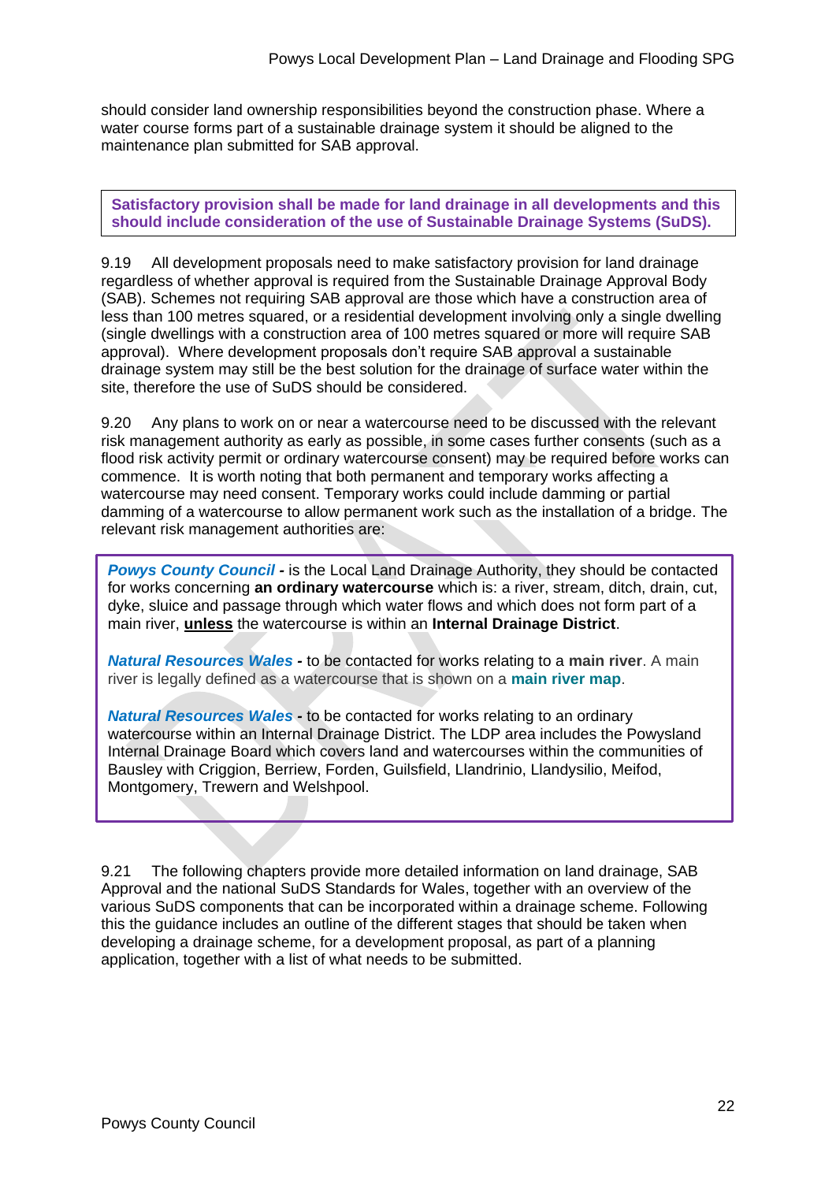should consider land ownership responsibilities beyond the construction phase. Where a water course forms part of a sustainable drainage system it should be aligned to the maintenance plan submitted for SAB approval.

**Satisfactory provision shall be made for land drainage in all developments and this should include consideration of the use of Sustainable Drainage Systems (SuDS).**

9.19 All development proposals need to make satisfactory provision for land drainage regardless of whether approval is required from the Sustainable Drainage Approval Body (SAB). Schemes not requiring SAB approval are those which have a construction area of less than 100 metres squared, or a residential development involving only a single dwelling (single dwellings with a construction area of 100 metres squared or more will require SAB approval). Where development proposals don't require SAB approval a sustainable drainage system may still be the best solution for the drainage of surface water within the site, therefore the use of SuDS should be considered.

9.20 Any plans to work on or near a watercourse need to be discussed with the relevant risk management authority as early as possible, in some cases further consents (such as a flood risk activity permit or ordinary watercourse consent) may be required before works can commence. It is worth noting that both permanent and temporary works affecting a watercourse may need consent. Temporary works could include damming or partial damming of a watercourse to allow permanent work such as the installation of a bridge. The relevant risk management authorities are:

***Powys County Council*** **-** is the Local Land Drainage Authority, they should be contacted for works concerning **an ordinary watercourse** which is: a river, stream, ditch, drain, cut, dyke, sluice and passage through which water flows and which does not form part of a main river, **unless** the watercourse is within an **Internal Drainage District**.

***Natural Resources Wales*** **-** to be contacted for works relating to a **main river**. A main river is legally defined as a watercourse that is shown on a **main river map**.

***Natural Resources Wales*** **-** to be contacted for works relating to an ordinary watercourse within an Internal Drainage District. The LDP area includes the Powysland Internal Drainage Board which covers land and watercourses within the communities of Bausley with Criggion, Berriew, Forden, Guilsfield, Llandrinio, Llandysilio, Meifod, Montgomery, Trewern and Welshpool.

9.21 The following chapters provide more detailed information on land drainage, SAB Approval and the national SuDS Standards for Wales, together with an overview of the various SuDS components that can be incorporated within a drainage scheme. Following this the guidance includes an outline of the different stages that should be taken when developing a drainage scheme, for a development proposal, as part of a planning application, together with a list of what needs to be submitted.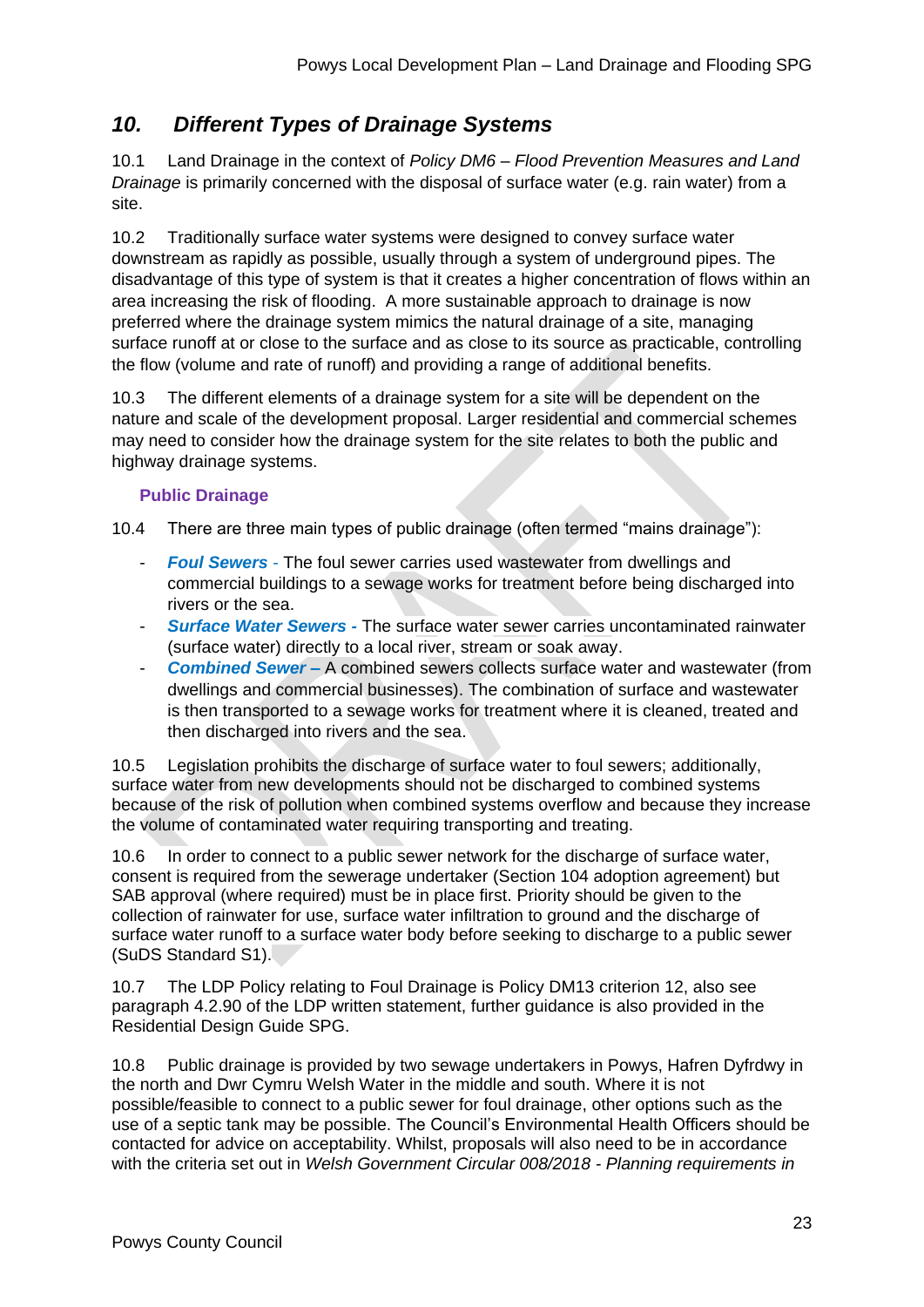## *10. Different Types of Drainage Systems*

10.1 Land Drainage in the context of *Policy DM6 – Flood Prevention Measures and Land Drainage* is primarily concerned with the disposal of surface water (e.g. rain water) from a site.

10.2 Traditionally surface water systems were designed to convey surface water downstream as rapidly as possible, usually through a system of underground pipes. The disadvantage of this type of system is that it creates a higher concentration of flows within an area increasing the risk of flooding. A more sustainable approach to drainage is now preferred where the drainage system mimics the natural drainage of a site, managing surface runoff at or close to the surface and as close to its source as practicable, controlling the flow (volume and rate of runoff) and providing a range of additional benefits.

10.3 The different elements of a drainage system for a site will be dependent on the nature and scale of the development proposal. Larger residential and commercial schemes may need to consider how the drainage system for the site relates to both the public and highway drainage systems.

### Public Drainage

10.4 There are three main types of public drainage (often termed "mains drainage"):

- ***Foul Sewers*** - The foul sewer carries used wastewater from dwellings and commercial buildings to a sewage works for treatment before being discharged into rivers or the sea.
- ***Surface Water Sewers*** - The surface water sewer carries uncontaminated rainwater (surface water) directly to a local river, stream or soak away.
- ***Combined Sewer*** – A combined sewers collects surface water and wastewater (from dwellings and commercial businesses). The combination of surface and wastewater is then transported to a sewage works for treatment where it is cleaned, treated and then discharged into rivers and the sea.

10.5 Legislation prohibits the discharge of surface water to foul sewers; additionally, surface water from new developments should not be discharged to combined systems because of the risk of pollution when combined systems overflow and because they increase the volume of contaminated water requiring transporting and treating.

10.6 In order to connect to a public sewer network for the discharge of surface water, consent is required from the sewerage undertaker (Section 104 adoption agreement) but SAB approval (where required) must be in place first. Priority should be given to the collection of rainwater for use, surface water infiltration to ground and the discharge of surface water runoff to a surface water body before seeking to discharge to a public sewer (SuDS Standard S1).

10.7 The LDP Policy relating to Foul Drainage is Policy DM13 criterion 12, also see paragraph 4.2.90 of the LDP written statement, further guidance is also provided in the Residential Design Guide SPG.

10.8 Public drainage is provided by two sewage undertakers in Powys, Hafren Dyfrdwy in the north and Dwr Cymru Welsh Water in the middle and south. Where it is not possible/feasible to connect to a public sewer for foul drainage, other options such as the use of a septic tank may be possible. The Council's Environmental Health Officers should be contacted for advice on acceptability. Whilst, proposals will also need to be in accordance with the criteria set out in *Welsh Government Circular 008/2018 - Planning requirements in*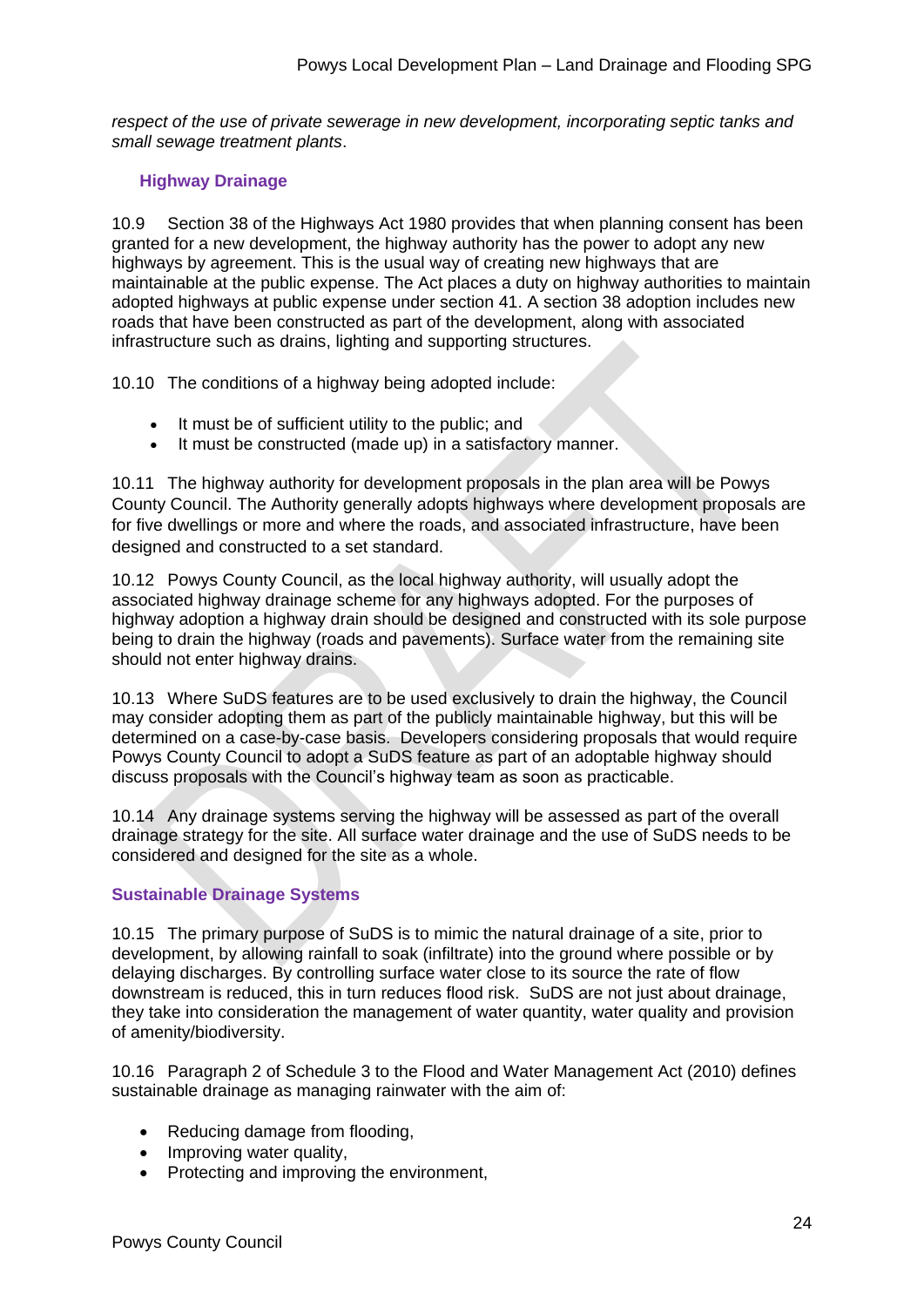*respect of the use of private sewerage in new development, incorporating septic tanks and small sewage treatment plants*.

### Highway Drainage

10.9 Section 38 of the Highways Act 1980 provides that when planning consent has been granted for a new development, the highway authority has the power to adopt any new highways by agreement. This is the usual way of creating new highways that are maintainable at the public expense. The Act places a duty on highway authorities to maintain adopted highways at public expense under section 41. A section 38 adoption includes new roads that have been constructed as part of the development, along with associated infrastructure such as drains, lighting and supporting structures.

10.10 The conditions of a highway being adopted include:

- It must be of sufficient utility to the public; and
- It must be constructed (made up) in a satisfactory manner.

10.11 The highway authority for development proposals in the plan area will be Powys County Council. The Authority generally adopts highways where development proposals are for five dwellings or more and where the roads, and associated infrastructure, have been designed and constructed to a set standard.

10.12 Powys County Council, as the local highway authority, will usually adopt the associated highway drainage scheme for any highways adopted. For the purposes of highway adoption a highway drain should be designed and constructed with its sole purpose being to drain the highway (roads and pavements). Surface water from the remaining site should not enter highway drains.

10.13 Where SuDS features are to be used exclusively to drain the highway, the Council may consider adopting them as part of the publicly maintainable highway, but this will be determined on a case-by-case basis. Developers considering proposals that would require Powys County Council to adopt a SuDS feature as part of an adoptable highway should discuss proposals with the Council's highway team as soon as practicable.

10.14 Any drainage systems serving the highway will be assessed as part of the overall drainage strategy for the site. All surface water drainage and the use of SuDS needs to be considered and designed for the site as a whole.

### Sustainable Drainage Systems

10.15 The primary purpose of SuDS is to mimic the natural drainage of a site, prior to development, by allowing rainfall to soak (infiltrate) into the ground where possible or by delaying discharges. By controlling surface water close to its source the rate of flow downstream is reduced, this in turn reduces flood risk. SuDS are not just about drainage, they take into consideration the management of water quantity, water quality and provision of amenity/biodiversity.

10.16 Paragraph 2 of Schedule 3 to the Flood and Water Management Act (2010) defines sustainable drainage as managing rainwater with the aim of:

- Reducing damage from flooding,
- Improving water quality,
- Protecting and improving the environment,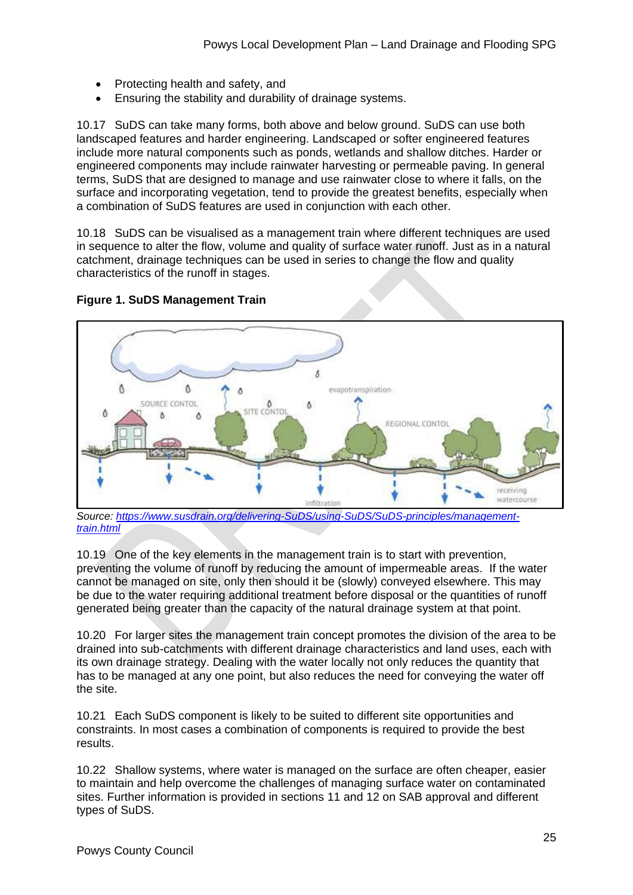- Protecting health and safety, and
- Ensuring the stability and durability of drainage systems.

10.17 SuDS can take many forms, both above and below ground. SuDS can use both landscaped features and harder engineering. Landscaped or softer engineered features include more natural components such as ponds, wetlands and shallow ditches. Harder or engineered components may include rainwater harvesting or permeable paving. In general terms, SuDS that are designed to manage and use rainwater close to where it falls, on the surface and incorporating vegetation, tend to provide the greatest benefits, especially when a combination of SuDS features are used in conjunction with each other.

10.18 SuDS can be visualised as a management train where different techniques are used in sequence to alter the flow, volume and quality of surface water runoff. Just as in a natural catchment, drainage techniques can be used in series to change the flow and quality characteristics of the runoff in stages.

**Figure 1. SuDS Management Train**

*Source: [https://www.susdrain.org/delivering-SuDS/using-SuDS/SuDS-principles/management-train.html](https://www.susdrain.org/delivering-SuDS/using-SuDS/SuDS-principles/management-train.html)*

10.19 One of the key elements in the management train is to start with prevention, preventing the volume of runoff by reducing the amount of impermeable areas. If the water cannot be managed on site, only then should it be (slowly) conveyed elsewhere. This may be due to the water requiring additional treatment before disposal or the quantities of runoff generated being greater than the capacity of the natural drainage system at that point.

10.20 For larger sites the management train concept promotes the division of the area to be drained into sub-catchments with different drainage characteristics and land uses, each with its own drainage strategy. Dealing with the water locally not only reduces the quantity that has to be managed at any one point, but also reduces the need for conveying the water off the site.

10.21 Each SuDS component is likely to be suited to different site opportunities and constraints. In most cases a combination of components is required to provide the best results.

10.22 Shallow systems, where water is managed on the surface are often cheaper, easier to maintain and help overcome the challenges of managing surface water on contaminated sites. Further information is provided in sections 11 and 12 on SAB approval and different types of SuDS.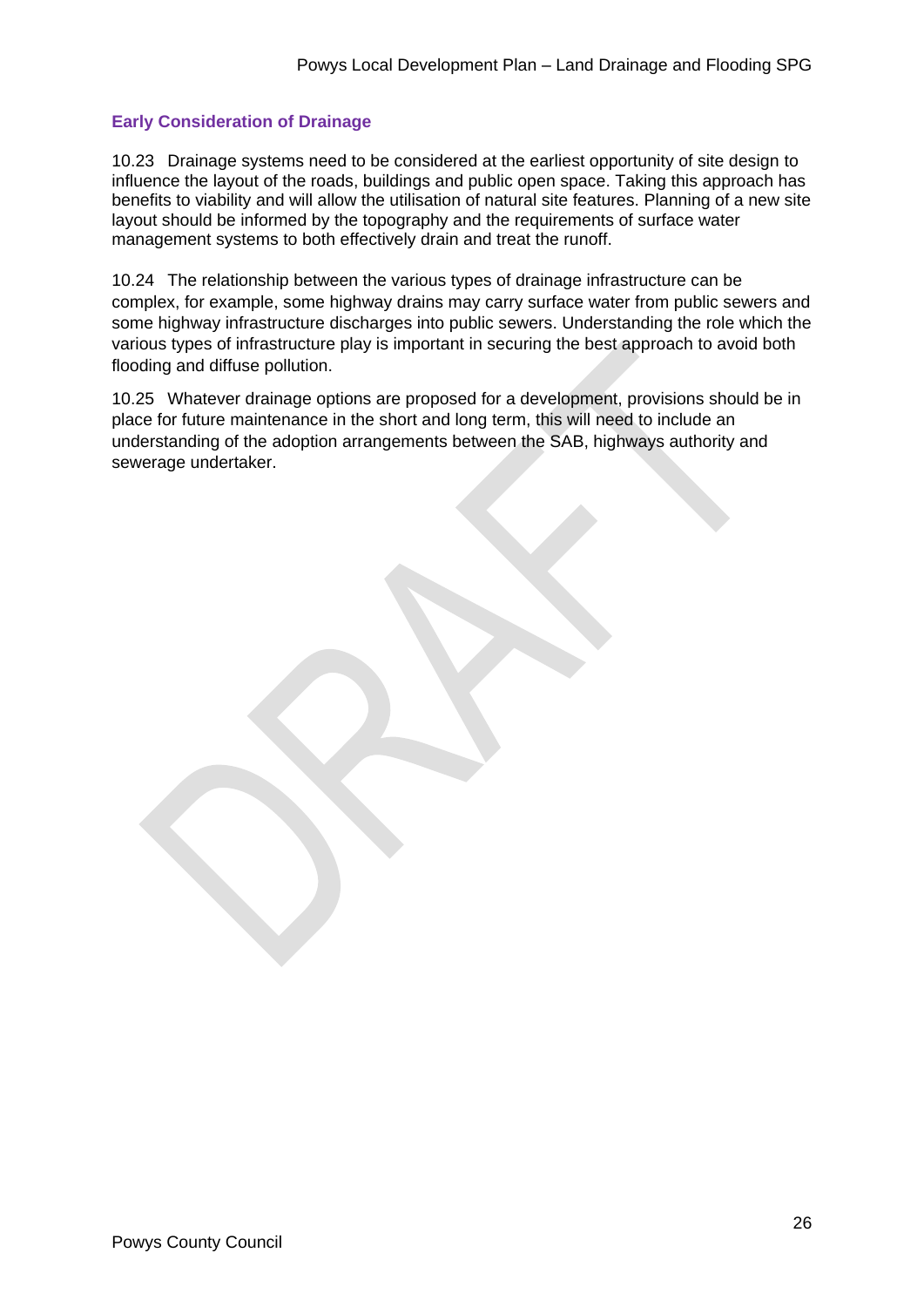### Early Consideration of Drainage

10.23 Drainage systems need to be considered at the earliest opportunity of site design to influence the layout of the roads, buildings and public open space. Taking this approach has benefits to viability and will allow the utilisation of natural site features. Planning of a new site layout should be informed by the topography and the requirements of surface water management systems to both effectively drain and treat the runoff.

10.24 The relationship between the various types of drainage infrastructure can be complex, for example, some highway drains may carry surface water from public sewers and some highway infrastructure discharges into public sewers. Understanding the role which the various types of infrastructure play is important in securing the best approach to avoid both flooding and diffuse pollution.

10.25 Whatever drainage options are proposed for a development, provisions should be in place for future maintenance in the short and long term, this will need to include an understanding of the adoption arrangements between the SAB, highways authority and sewerage undertaker.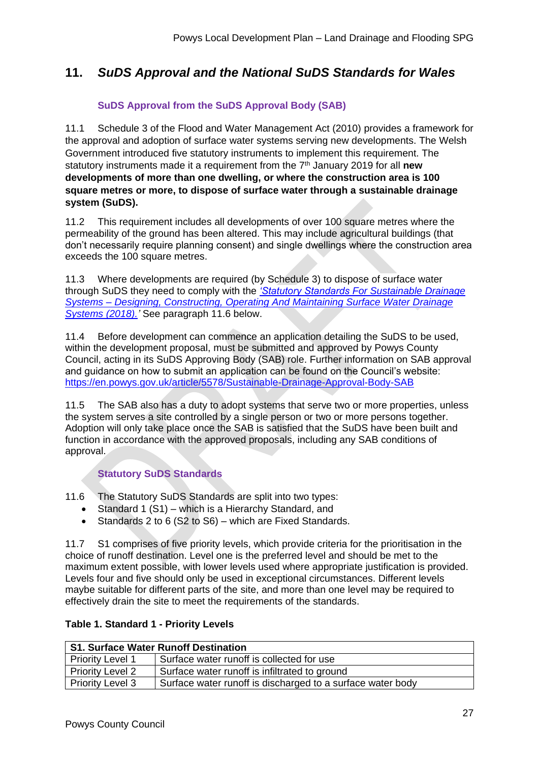## 11. *SuDS Approval and the National SuDS Standards for Wales*

### SuDS Approval from the SuDS Approval Body (SAB)

11.1 Schedule 3 of the Flood and Water Management Act (2010) provides a framework for the approval and adoption of surface water systems serving new developments. The Welsh Government introduced five statutory instruments to implement this requirement. The statutory instruments made it a requirement from the 7th January 2019 for all **new developments of more than one dwelling, or where the construction area is 100 square metres or more, to dispose of surface water through a sustainable drainage system (SuDS).**

11.2 This requirement includes all developments of over 100 square metres where the permeability of the ground has been altered. This may include agricultural buildings (that don't necessarily require planning consent) and single dwellings where the construction area exceeds the 100 square metres.

11.3 Where developments are required (by Schedule 3) to dispose of surface water through SuDS they need to comply with the *'Statutory Standards For Sustainable Drainage Systems – Designing, Constructing, Operating And Maintaining Surface Water Drainage Systems (2018).'* See paragraph 11.6 below.

11.4 Before development can commence an application detailing the SuDS to be used, within the development proposal, must be submitted and approved by Powys County Council, acting in its SuDS Approving Body (SAB) role. Further information on SAB approval and guidance on how to submit an application can be found on the Council's website: https://en.powys.gov.uk/article/5578/Sustainable-Drainage-Approval-Body-SAB

11.5 The SAB also has a duty to adopt systems that serve two or more properties, unless the system serves a site controlled by a single person or two or more persons together. Adoption will only take place once the SAB is satisfied that the SuDS have been built and function in accordance with the approved proposals, including any SAB conditions of approval.

### Statutory SuDS Standards

11.6 The Statutory SuDS Standards are split into two types:

- Standard 1 (S1) – which is a Hierarchy Standard, and
- Standards 2 to 6 (S2 to S6) – which are Fixed Standards.

11.7 S1 comprises of five priority levels, which provide criteria for the prioritisation in the choice of runoff destination. Level one is the preferred level and should be met to the maximum extent possible, with lower levels used where appropriate justification is provided. Levels four and five should only be used in exceptional circumstances. Different levels maybe suitable for different parts of the site, and more than one level may be required to effectively drain the site to meet the requirements of the standards.

**Table 1. Standard 1 - Priority Levels**

| **S1. Surface Water Runoff Destination** | |
|---|---|
| Priority Level 1 | Surface water runoff is collected for use |
| Priority Level 2 | Surface water runoff is infiltrated to ground |
| Priority Level 3 | Surface water runoff is discharged to a surface water body |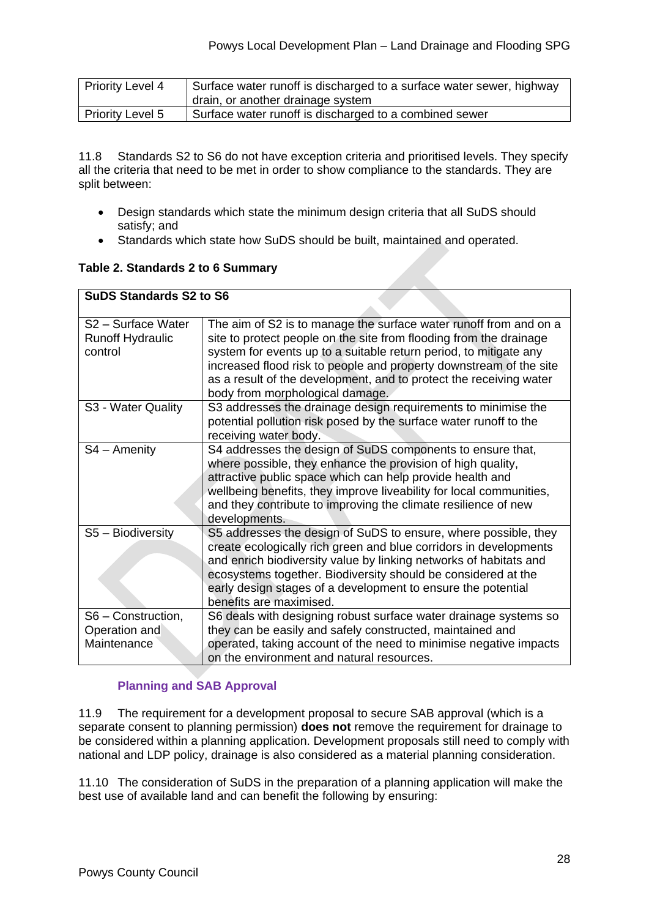| Priority Level 4 | Surface water runoff is discharged to a surface water sewer, highway drain, or another drainage system |
|---|---|
| Priority Level 5 | Surface water runoff is discharged to a combined sewer |

11.8 Standards S2 to S6 do not have exception criteria and prioritised levels. They specify all the criteria that need to be met in order to show compliance to the standards. They are split between:

- Design standards which state the minimum design criteria that all SuDS should satisfy; and
- Standards which state how SuDS should be built, maintained and operated.

**Table 2. Standards 2 to 6 Summary**

| **SuDS Standards S2 to S6** | |
|---|---|
| S2 – Surface Water Runoff Hydraulic control | The aim of S2 is to manage the surface water runoff from and on a site to protect people on the site from flooding from the drainage system for events up to a suitable return period, to mitigate any increased flood risk to people and property downstream of the site as a result of the development, and to protect the receiving water body from morphological damage. |
| S3 - Water Quality | S3 addresses the drainage design requirements to minimise the potential pollution risk posed by the surface water runoff to the receiving water body. |
| S4 – Amenity | S4 addresses the design of SuDS components to ensure that, where possible, they enhance the provision of high quality, attractive public space which can help provide health and wellbeing benefits, they improve liveability for local communities, and they contribute to improving the climate resilience of new developments. |
| S5 – Biodiversity | S5 addresses the design of SuDS to ensure, where possible, they create ecologically rich green and blue corridors in developments and enrich biodiversity value by linking networks of habitats and ecosystems together. Biodiversity should be considered at the early design stages of a development to ensure the potential benefits are maximised. |
| S6 – Construction, Operation and Maintenance | S6 deals with designing robust surface water drainage systems so they can be easily and safely constructed, maintained and operated, taking account of the need to minimise negative impacts on the environment and natural resources. |

### Planning and SAB Approval

11.9 The requirement for a development proposal to secure SAB approval (which is a separate consent to planning permission) **does not** remove the requirement for drainage to be considered within a planning application. Development proposals still need to comply with national and LDP policy, drainage is also considered as a material planning consideration.

11.10 The consideration of SuDS in the preparation of a planning application will make the best use of available land and can benefit the following by ensuring: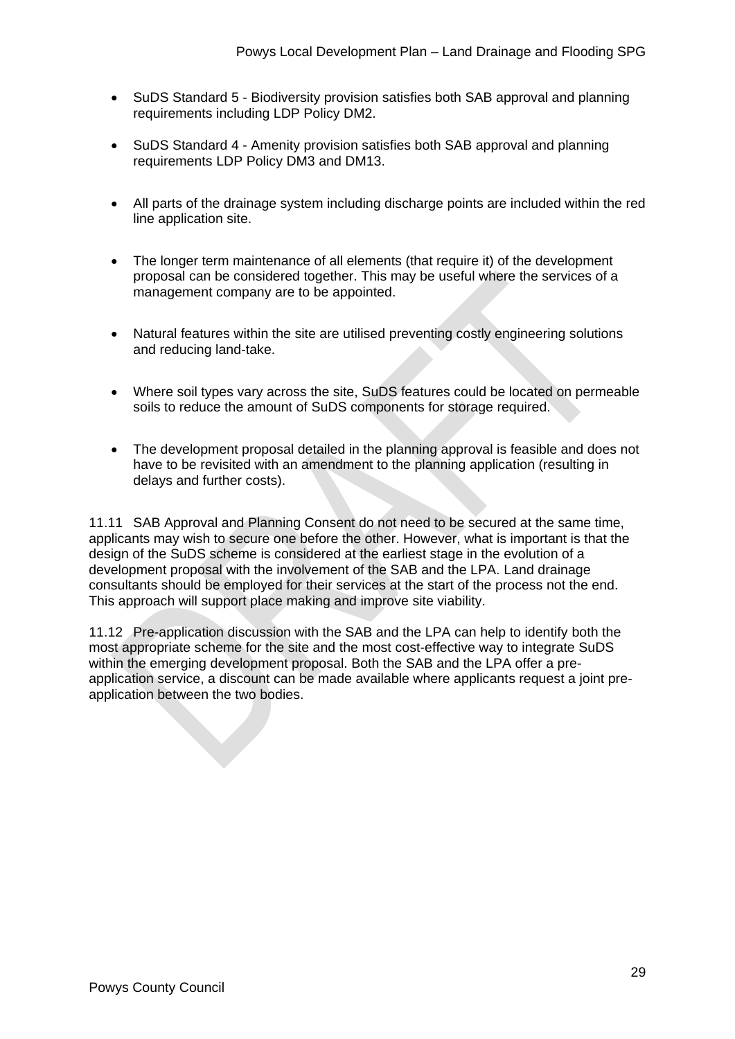- SuDS Standard 5 - Biodiversity provision satisfies both SAB approval and planning requirements including LDP Policy DM2.

- SuDS Standard 4 - Amenity provision satisfies both SAB approval and planning requirements LDP Policy DM3 and DM13.

- All parts of the drainage system including discharge points are included within the red line application site.

- The longer term maintenance of all elements (that require it) of the development proposal can be considered together. This may be useful where the services of a management company are to be appointed.

- Natural features within the site are utilised preventing costly engineering solutions and reducing land-take.

- Where soil types vary across the site, SuDS features could be located on permeable soils to reduce the amount of SuDS components for storage required.

- The development proposal detailed in the planning approval is feasible and does not have to be revisited with an amendment to the planning application (resulting in delays and further costs).

11.11 SAB Approval and Planning Consent do not need to be secured at the same time, applicants may wish to secure one before the other. However, what is important is that the design of the SuDS scheme is considered at the earliest stage in the evolution of a development proposal with the involvement of the SAB and the LPA. Land drainage consultants should be employed for their services at the start of the process not the end. This approach will support place making and improve site viability.

11.12 Pre-application discussion with the SAB and the LPA can help to identify both the most appropriate scheme for the site and the most cost-effective way to integrate SuDS within the emerging development proposal. Both the SAB and the LPA offer a pre-application service, a discount can be made available where applicants request a joint pre-application between the two bodies.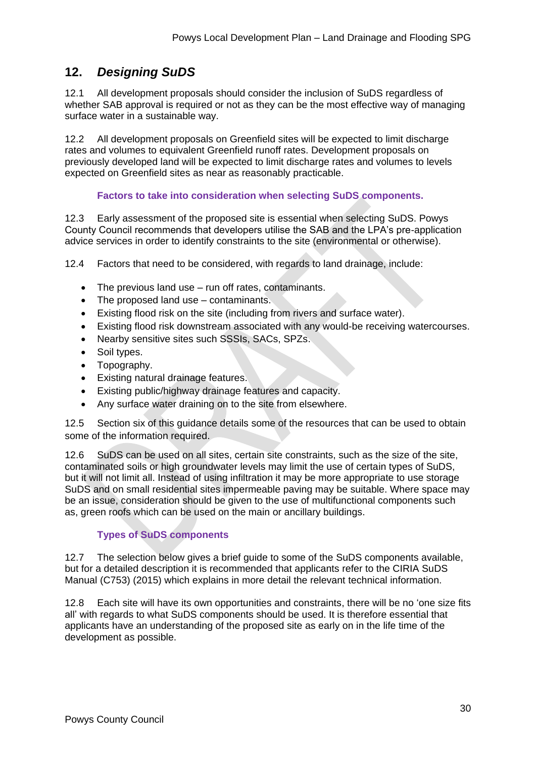## 12. *Designing SuDS*

12.1 All development proposals should consider the inclusion of SuDS regardless of whether SAB approval is required or not as they can be the most effective way of managing surface water in a sustainable way.

12.2 All development proposals on Greenfield sites will be expected to limit discharge rates and volumes to equivalent Greenfield runoff rates. Development proposals on previously developed land will be expected to limit discharge rates and volumes to levels expected on Greenfield sites as near as reasonably practicable.

### Factors to take into consideration when selecting SuDS components.

12.3 Early assessment of the proposed site is essential when selecting SuDS. Powys County Council recommends that developers utilise the SAB and the LPA's pre-application advice services in order to identify constraints to the site (environmental or otherwise).

12.4 Factors that need to be considered, with regards to land drainage, include:

- The previous land use – run off rates, contaminants.
- The proposed land use – contaminants.
- Existing flood risk on the site (including from rivers and surface water).
- Existing flood risk downstream associated with any would-be receiving watercourses.
- Nearby sensitive sites such SSSIs, SACs, SPZs.
- Soil types.
- Topography.
- Existing natural drainage features.
- Existing public/highway drainage features and capacity.
- Any surface water draining on to the site from elsewhere.

12.5 Section six of this guidance details some of the resources that can be used to obtain some of the information required.

12.6 SuDS can be used on all sites, certain site constraints, such as the size of the site, contaminated soils or high groundwater levels may limit the use of certain types of SuDS, but it will not limit all. Instead of using infiltration it may be more appropriate to use storage SuDS and on small residential sites impermeable paving may be suitable. Where space may be an issue, consideration should be given to the use of multifunctional components such as, green roofs which can be used on the main or ancillary buildings.

### Types of SuDS components

12.7 The selection below gives a brief guide to some of the SuDS components available, but for a detailed description it is recommended that applicants refer to the CIRIA SuDS Manual (C753) (2015) which explains in more detail the relevant technical information.

12.8 Each site will have its own opportunities and constraints, there will be no 'one size fits all' with regards to what SuDS components should be used. It is therefore essential that applicants have an understanding of the proposed site as early on in the life time of the development as possible.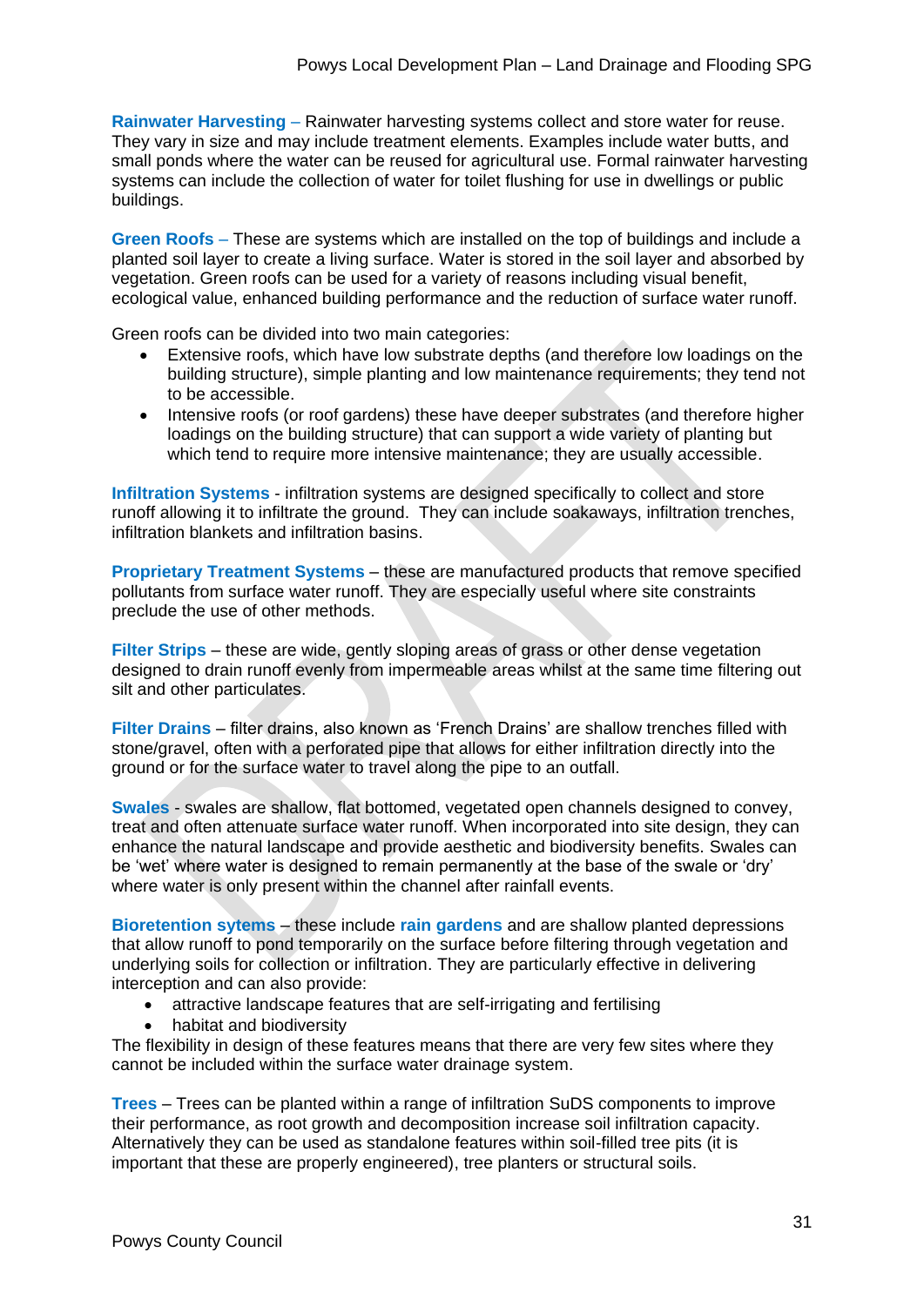**Rainwater Harvesting** – Rainwater harvesting systems collect and store water for reuse. They vary in size and may include treatment elements. Examples include water butts, and small ponds where the water can be reused for agricultural use. Formal rainwater harvesting systems can include the collection of water for toilet flushing for use in dwellings or public buildings.

**Green Roofs** – These are systems which are installed on the top of buildings and include a planted soil layer to create a living surface. Water is stored in the soil layer and absorbed by vegetation. Green roofs can be used for a variety of reasons including visual benefit, ecological value, enhanced building performance and the reduction of surface water runoff.

Green roofs can be divided into two main categories:

- Extensive roofs, which have low substrate depths (and therefore low loadings on the building structure), simple planting and low maintenance requirements; they tend not to be accessible.
- Intensive roofs (or roof gardens) these have deeper substrates (and therefore higher loadings on the building structure) that can support a wide variety of planting but which tend to require more intensive maintenance; they are usually accessible.

**Infiltration Systems** - infiltration systems are designed specifically to collect and store runoff allowing it to infiltrate the ground. They can include soakaways, infiltration trenches, infiltration blankets and infiltration basins.

**Proprietary Treatment Systems** – these are manufactured products that remove specified pollutants from surface water runoff. They are especially useful where site constraints preclude the use of other methods.

**Filter Strips** – these are wide, gently sloping areas of grass or other dense vegetation designed to drain runoff evenly from impermeable areas whilst at the same time filtering out silt and other particulates.

**Filter Drains** – filter drains, also known as 'French Drains' are shallow trenches filled with stone/gravel, often with a perforated pipe that allows for either infiltration directly into the ground or for the surface water to travel along the pipe to an outfall.

**Swales** - swales are shallow, flat bottomed, vegetated open channels designed to convey, treat and often attenuate surface water runoff. When incorporated into site design, they can enhance the natural landscape and provide aesthetic and biodiversity benefits. Swales can be 'wet' where water is designed to remain permanently at the base of the swale or 'dry' where water is only present within the channel after rainfall events.

**Bioretention sytems** – these include **rain gardens** and are shallow planted depressions that allow runoff to pond temporarily on the surface before filtering through vegetation and underlying soils for collection or infiltration. They are particularly effective in delivering interception and can also provide:

- attractive landscape features that are self-irrigating and fertilising
- habitat and biodiversity

The flexibility in design of these features means that there are very few sites where they cannot be included within the surface water drainage system.

**Trees** – Trees can be planted within a range of infiltration SuDS components to improve their performance, as root growth and decomposition increase soil infiltration capacity. Alternatively they can be used as standalone features within soil-filled tree pits (it is important that these are properly engineered), tree planters or structural soils.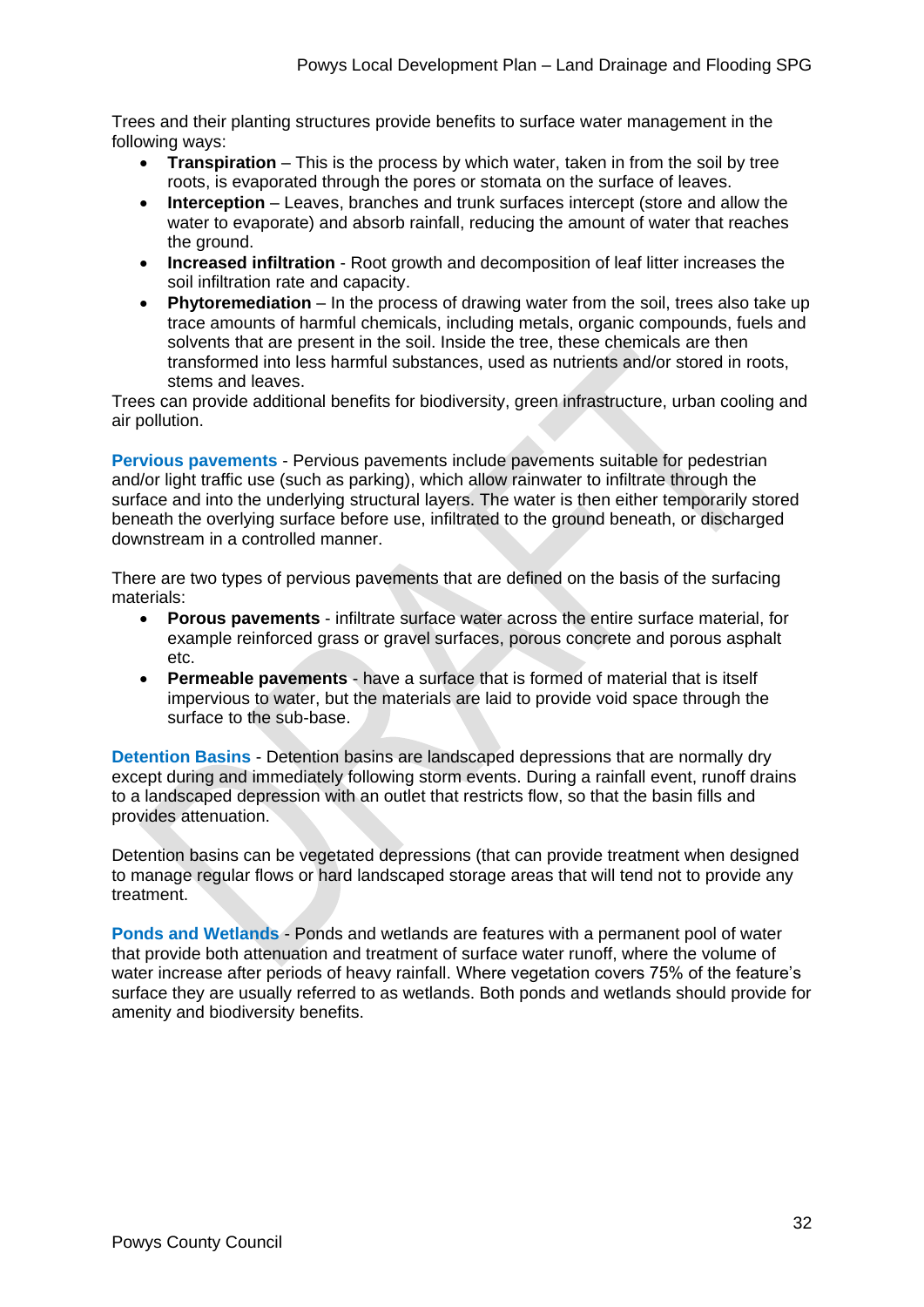Trees and their planting structures provide benefits to surface water management in the following ways:

- **Transpiration** – This is the process by which water, taken in from the soil by tree roots, is evaporated through the pores or stomata on the surface of leaves.
- **Interception** – Leaves, branches and trunk surfaces intercept (store and allow the water to evaporate) and absorb rainfall, reducing the amount of water that reaches the ground.
- **Increased infiltration** - Root growth and decomposition of leaf litter increases the soil infiltration rate and capacity.
- **Phytoremediation** – In the process of drawing water from the soil, trees also take up trace amounts of harmful chemicals, including metals, organic compounds, fuels and solvents that are present in the soil. Inside the tree, these chemicals are then transformed into less harmful substances, used as nutrients and/or stored in roots, stems and leaves.

Trees can provide additional benefits for biodiversity, green infrastructure, urban cooling and air pollution.

**Pervious pavements** - Pervious pavements include pavements suitable for pedestrian and/or light traffic use (such as parking), which allow rainwater to infiltrate through the surface and into the underlying structural layers. The water is then either temporarily stored beneath the overlying surface before use, infiltrated to the ground beneath, or discharged downstream in a controlled manner.

There are two types of pervious pavements that are defined on the basis of the surfacing materials:

- **Porous pavements** - infiltrate surface water across the entire surface material, for example reinforced grass or gravel surfaces, porous concrete and porous asphalt etc.
- **Permeable pavements** - have a surface that is formed of material that is itself impervious to water, but the materials are laid to provide void space through the surface to the sub-base.

**Detention Basins** - Detention basins are landscaped depressions that are normally dry except during and immediately following storm events. During a rainfall event, runoff drains to a landscaped depression with an outlet that restricts flow, so that the basin fills and provides attenuation.

Detention basins can be vegetated depressions (that can provide treatment when designed to manage regular flows or hard landscaped storage areas that will tend not to provide any treatment.

**Ponds and Wetlands** - Ponds and wetlands are features with a permanent pool of water that provide both attenuation and treatment of surface water runoff, where the volume of water increase after periods of heavy rainfall. Where vegetation covers 75% of the feature's surface they are usually referred to as wetlands. Both ponds and wetlands should provide for amenity and biodiversity benefits.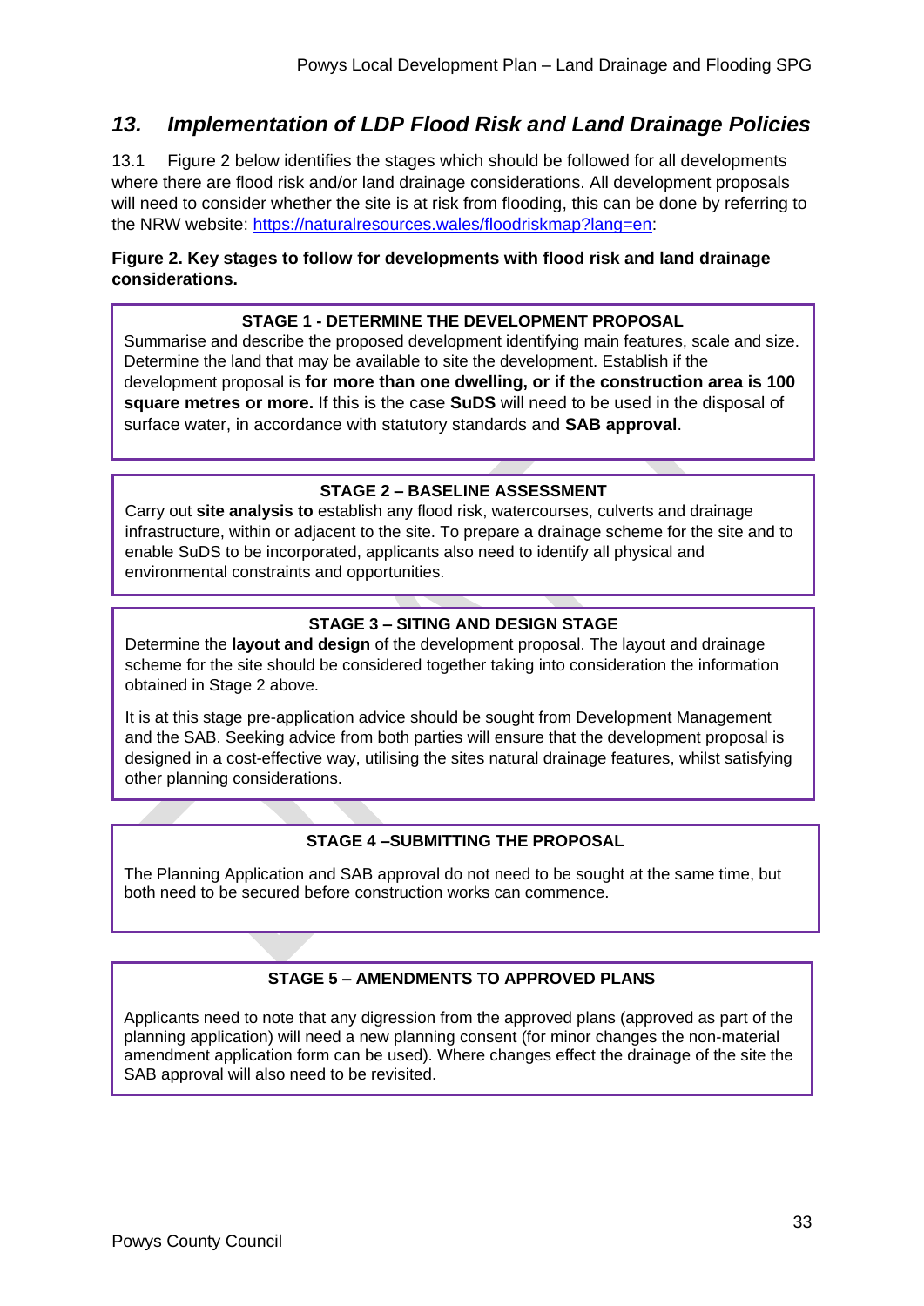## *13. Implementation of LDP Flood Risk and Land Drainage Policies*

13.1 Figure 2 below identifies the stages which should be followed for all developments where there are flood risk and/or land drainage considerations. All development proposals will need to consider whether the site is at risk from flooding, this can be done by referring to the NRW website: [https://naturalresources.wales/floodriskmap?lang=en](https://naturalresources.wales/floodriskmap?lang=en):

**Figure 2. Key stages to follow for developments with flood risk and land drainage considerations.**

**STAGE 1 - DETERMINE THE DEVELOPMENT PROPOSAL**

Summarise and describe the proposed development identifying main features, scale and size. Determine the land that may be available to site the development. Establish if the development proposal is **for more than one dwelling, or if the construction area is 100 square metres or more.** If this is the case **SuDS** will need to be used in the disposal of surface water, in accordance with statutory standards and **SAB approval**.

**STAGE 2 – BASELINE ASSESSMENT**

Carry out **site analysis to** establish any flood risk, watercourses, culverts and drainage infrastructure, within or adjacent to the site. To prepare a drainage scheme for the site and to enable SuDS to be incorporated, applicants also need to identify all physical and environmental constraints and opportunities.

**STAGE 3 – SITING AND DESIGN STAGE**

Determine the **layout and design** of the development proposal. The layout and drainage scheme for the site should be considered together taking into consideration the information obtained in Stage 2 above.

It is at this stage pre-application advice should be sought from Development Management and the SAB. Seeking advice from both parties will ensure that the development proposal is designed in a cost-effective way, utilising the sites natural drainage features, whilst satisfying other planning considerations.

**STAGE 4 –SUBMITTING THE PROPOSAL**

The Planning Application and SAB approval do not need to be sought at the same time, but both need to be secured before construction works can commence.

**STAGE 5 – AMENDMENTS TO APPROVED PLANS**

Applicants need to note that any digression from the approved plans (approved as part of the planning application) will need a new planning consent (for minor changes the non-material amendment application form can be used). Where changes effect the drainage of the site the SAB approval will also need to be revisited.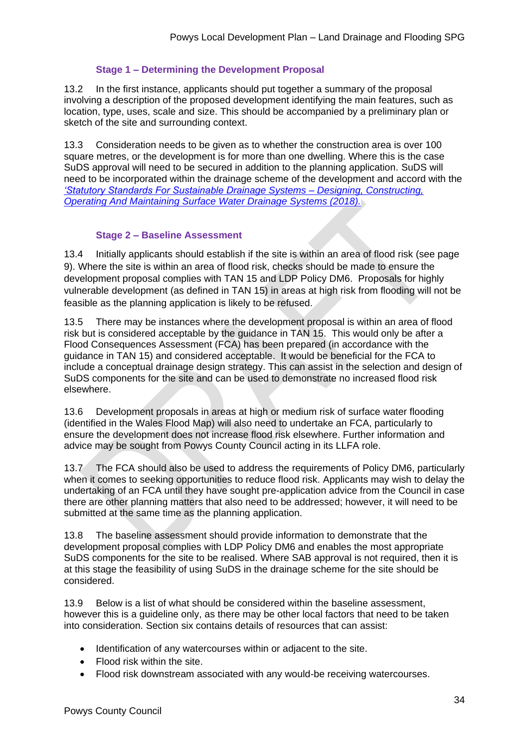### Stage 1 – Determining the Development Proposal

13.2 In the first instance, applicants should put together a summary of the proposal involving a description of the proposed development identifying the main features, such as location, type, uses, scale and size. This should be accompanied by a preliminary plan or sketch of the site and surrounding context.

13.3 Consideration needs to be given as to whether the construction area is over 100 square metres, or the development is for more than one dwelling. Where this is the case SuDS approval will need to be secured in addition to the planning application. SuDS will need to be incorporated within the drainage scheme of the development and accord with the *'Statutory Standards For Sustainable Drainage Systems – Designing, Constructing, Operating And Maintaining Surface Water Drainage Systems (2018).*

### Stage 2 – Baseline Assessment

13.4 Initially applicants should establish if the site is within an area of flood risk (see page 9). Where the site is within an area of flood risk, checks should be made to ensure the development proposal complies with TAN 15 and LDP Policy DM6. Proposals for highly vulnerable development (as defined in TAN 15) in areas at high risk from flooding will not be feasible as the planning application is likely to be refused.

13.5 There may be instances where the development proposal is within an area of flood risk but is considered acceptable by the guidance in TAN 15. This would only be after a Flood Consequences Assessment (FCA) has been prepared (in accordance with the guidance in TAN 15) and considered acceptable. It would be beneficial for the FCA to include a conceptual drainage design strategy. This can assist in the selection and design of SuDS components for the site and can be used to demonstrate no increased flood risk elsewhere.

13.6 Development proposals in areas at high or medium risk of surface water flooding (identified in the Wales Flood Map) will also need to undertake an FCA, particularly to ensure the development does not increase flood risk elsewhere. Further information and advice may be sought from Powys County Council acting in its LLFA role.

13.7 The FCA should also be used to address the requirements of Policy DM6, particularly when it comes to seeking opportunities to reduce flood risk. Applicants may wish to delay the undertaking of an FCA until they have sought pre-application advice from the Council in case there are other planning matters that also need to be addressed; however, it will need to be submitted at the same time as the planning application.

13.8 The baseline assessment should provide information to demonstrate that the development proposal complies with LDP Policy DM6 and enables the most appropriate SuDS components for the site to be realised. Where SAB approval is not required, then it is at this stage the feasibility of using SuDS in the drainage scheme for the site should be considered.

13.9 Below is a list of what should be considered within the baseline assessment, however this is a guideline only, as there may be other local factors that need to be taken into consideration. Section six contains details of resources that can assist:

- Identification of any watercourses within or adjacent to the site.
- Flood risk within the site.
- Flood risk downstream associated with any would-be receiving watercourses.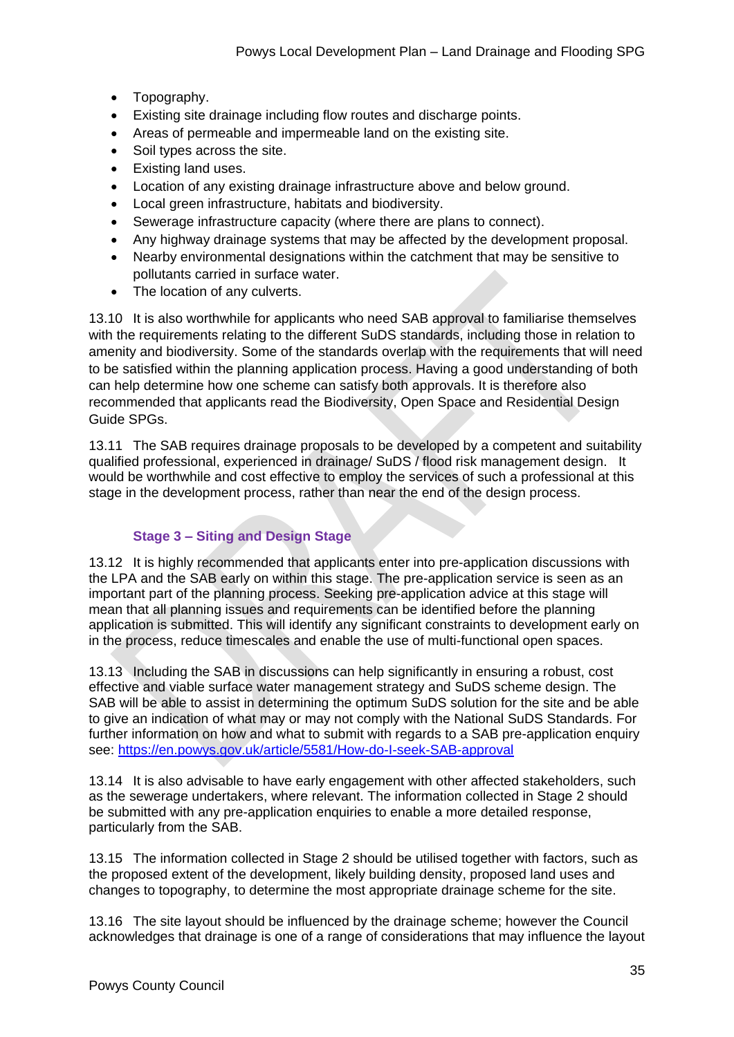- Topography.
- Existing site drainage including flow routes and discharge points.
- Areas of permeable and impermeable land on the existing site.
- Soil types across the site.
- Existing land uses.
- Location of any existing drainage infrastructure above and below ground.
- Local green infrastructure, habitats and biodiversity.
- Sewerage infrastructure capacity (where there are plans to connect).
- Any highway drainage systems that may be affected by the development proposal.
- Nearby environmental designations within the catchment that may be sensitive to pollutants carried in surface water.
- The location of any culverts.

13.10 It is also worthwhile for applicants who need SAB approval to familiarise themselves with the requirements relating to the different SuDS standards, including those in relation to amenity and biodiversity. Some of the standards overlap with the requirements that will need to be satisfied within the planning application process. Having a good understanding of both can help determine how one scheme can satisfy both approvals. It is therefore also recommended that applicants read the Biodiversity, Open Space and Residential Design Guide SPGs.

13.11 The SAB requires drainage proposals to be developed by a competent and suitability qualified professional, experienced in drainage/ SuDS / flood risk management design. It would be worthwhile and cost effective to employ the services of such a professional at this stage in the development process, rather than near the end of the design process.

### Stage 3 – Siting and Design Stage

13.12 It is highly recommended that applicants enter into pre-application discussions with the LPA and the SAB early on within this stage. The pre-application service is seen as an important part of the planning process. Seeking pre-application advice at this stage will mean that all planning issues and requirements can be identified before the planning application is submitted. This will identify any significant constraints to development early on in the process, reduce timescales and enable the use of multi-functional open spaces.

13.13 Including the SAB in discussions can help significantly in ensuring a robust, cost effective and viable surface water management strategy and SuDS scheme design. The SAB will be able to assist in determining the optimum SuDS solution for the site and be able to give an indication of what may or may not comply with the National SuDS Standards. For further information on how and what to submit with regards to a SAB pre-application enquiry see: https://en.powys.gov.uk/article/5581/How-do-I-seek-SAB-approval

13.14 It is also advisable to have early engagement with other affected stakeholders, such as the sewerage undertakers, where relevant. The information collected in Stage 2 should be submitted with any pre-application enquiries to enable a more detailed response, particularly from the SAB.

13.15 The information collected in Stage 2 should be utilised together with factors, such as the proposed extent of the development, likely building density, proposed land uses and changes to topography, to determine the most appropriate drainage scheme for the site.

13.16 The site layout should be influenced by the drainage scheme; however the Council acknowledges that drainage is one of a range of considerations that may influence the layout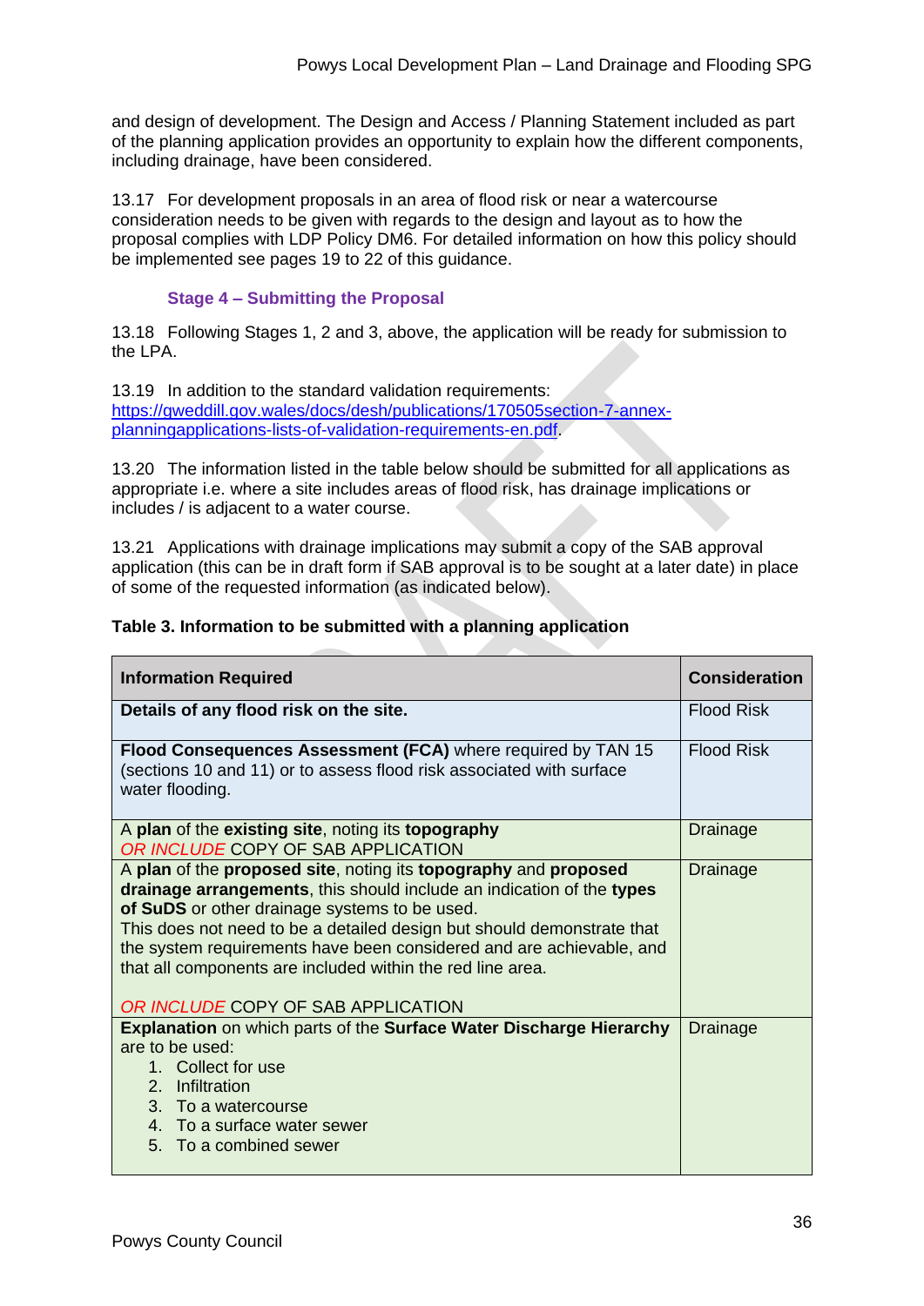and design of development. The Design and Access / Planning Statement included as part of the planning application provides an opportunity to explain how the different components, including drainage, have been considered.

13.17 For development proposals in an area of flood risk or near a watercourse consideration needs to be given with regards to the design and layout as to how the proposal complies with LDP Policy DM6. For detailed information on how this policy should be implemented see pages 19 to 22 of this guidance.

### Stage 4 – Submitting the Proposal

13.18 Following Stages 1, 2 and 3, above, the application will be ready for submission to the LPA.

13.19 In addition to the standard validation requirements: https://gweddill.gov.wales/docs/desh/publications/170505section-7-annex-planningapplications-lists-of-validation-requirements-en.pdf.

13.20 The information listed in the table below should be submitted for all applications as appropriate i.e. where a site includes areas of flood risk, has drainage implications or includes / is adjacent to a water course.

13.21 Applications with drainage implications may submit a copy of the SAB approval application (this can be in draft form if SAB approval is to be sought at a later date) in place of some of the requested information (as indicated below).

**Table 3. Information to be submitted with a planning application**

| Information Required | Consideration |
|---|---|
| **Details of any flood risk on the site.** | Flood Risk |
| **Flood Consequences Assessment (FCA)** where required by TAN 15 (sections 10 and 11) or to assess flood risk associated with surface water flooding. | Flood Risk |
| A **plan** of the **existing site**, noting its **topography**<br>*OR INCLUDE* COPY OF SAB APPLICATION | Drainage |
| A **plan** of the **proposed site**, noting its **topography** and **proposed drainage arrangements**, this should include an indication of the **types of SuDS** or other drainage systems to be used.<br>This does not need to be a detailed design but should demonstrate that the system requirements have been considered and are achievable, and that all components are included within the red line area.<br><br>*OR INCLUDE* COPY OF SAB APPLICATION | Drainage |
| **Explanation** on which parts of the **Surface Water Discharge Hierarchy** are to be used:<br>1. Collect for use<br>2. Infiltration<br>3. To a watercourse<br>4. To a surface water sewer<br>5. To a combined sewer | Drainage |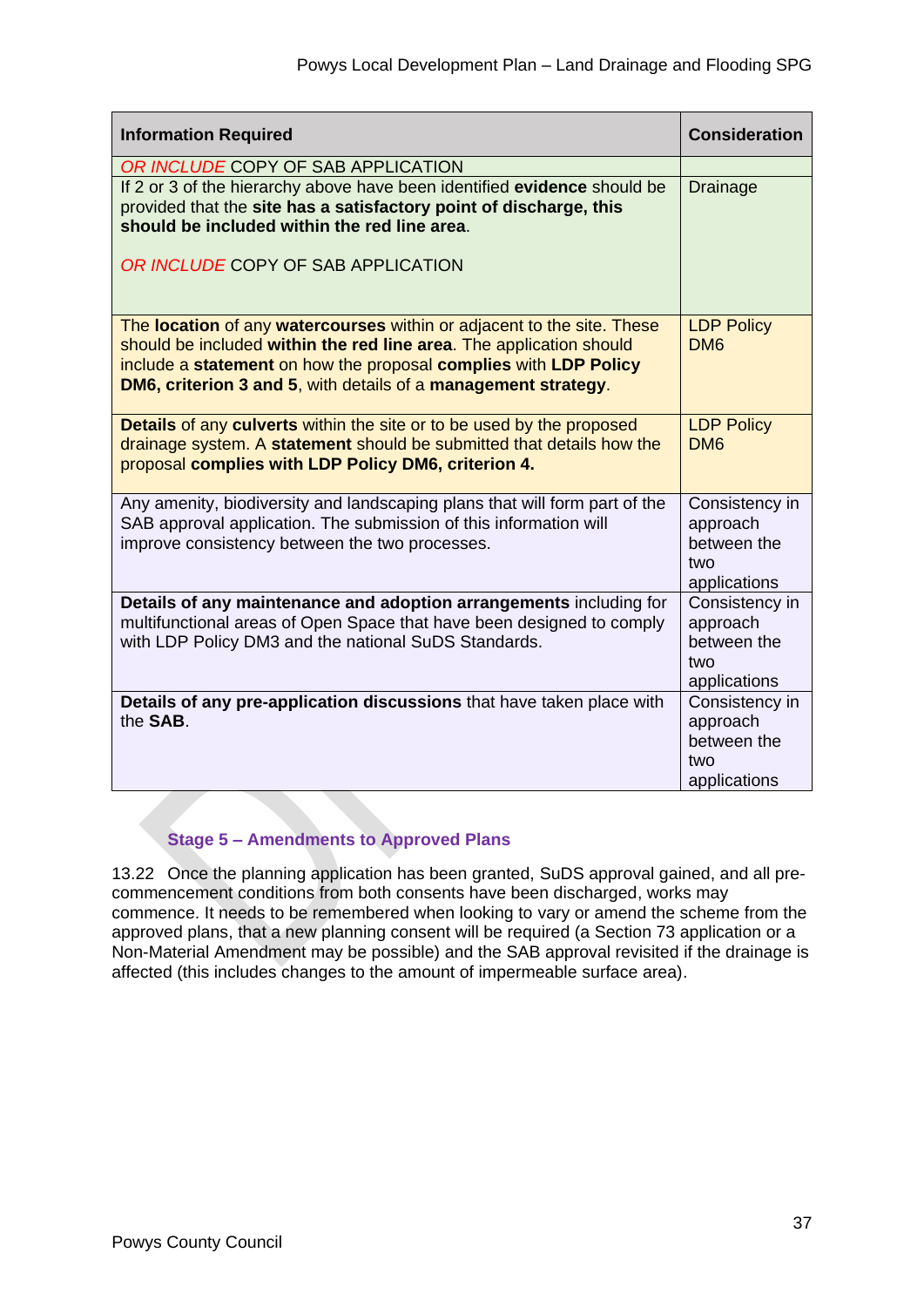| Information Required | Consideration |
|---|---|
| *OR INCLUDE* COPY OF SAB APPLICATION | |
| If 2 or 3 of the hierarchy above have been identified **evidence** should be provided that the **site has a satisfactory point of discharge, this should be included within the red line area**.<br><br>*OR INCLUDE* COPY OF SAB APPLICATION | Drainage |
| The **location** of any **watercourses** within or adjacent to the site. These should be included **within the red line area**. The application should include a **statement** on how the proposal **complies** with **LDP Policy DM6, criterion 3 and 5**, with details of a **management strategy**. | LDP Policy DM6 |
| **Details** of any **culverts** within the site or to be used by the proposed drainage system. A **statement** should be submitted that details how the proposal **complies with LDP Policy DM6, criterion 4.** | LDP Policy DM6 |
| Any amenity, biodiversity and landscaping plans that will form part of the SAB approval application. The submission of this information will improve consistency between the two processes. | Consistency in approach between the two applications |
| **Details of any maintenance and adoption arrangements** including for multifunctional areas of Open Space that have been designed to comply with LDP Policy DM3 and the national SuDS Standards. | Consistency in approach between the two applications |
| **Details of any pre-application discussions** that have taken place with the **SAB**. | Consistency in approach between the two applications |

### Stage 5 – Amendments to Approved Plans

13.22 Once the planning application has been granted, SuDS approval gained, and all pre-commencement conditions from both consents have been discharged, works may commence. It needs to be remembered when looking to vary or amend the scheme from the approved plans, that a new planning consent will be required (a Section 73 application or a Non-Material Amendment may be possible) and the SAB approval revisited if the drainage is affected (this includes changes to the amount of impermeable surface area).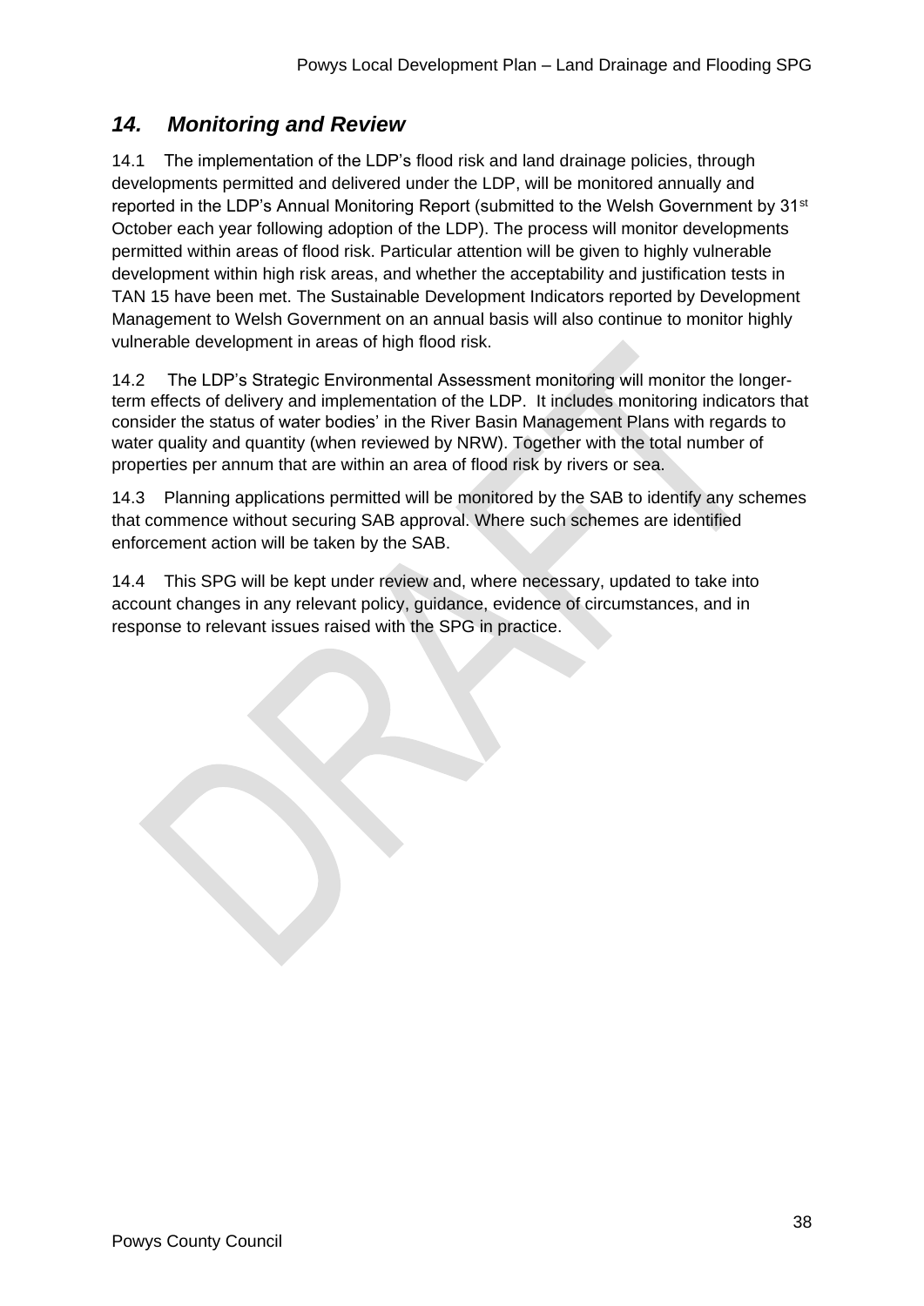## *14. Monitoring and Review*

14.1 The implementation of the LDP's flood risk and land drainage policies, through developments permitted and delivered under the LDP, will be monitored annually and reported in the LDP's Annual Monitoring Report (submitted to the Welsh Government by 31st October each year following adoption of the LDP). The process will monitor developments permitted within areas of flood risk. Particular attention will be given to highly vulnerable development within high risk areas, and whether the acceptability and justification tests in TAN 15 have been met. The Sustainable Development Indicators reported by Development Management to Welsh Government on an annual basis will also continue to monitor highly vulnerable development in areas of high flood risk.

14.2 The LDP's Strategic Environmental Assessment monitoring will monitor the longer-term effects of delivery and implementation of the LDP. It includes monitoring indicators that consider the status of water bodies' in the River Basin Management Plans with regards to water quality and quantity (when reviewed by NRW). Together with the total number of properties per annum that are within an area of flood risk by rivers or sea.

14.3 Planning applications permitted will be monitored by the SAB to identify any schemes that commence without securing SAB approval. Where such schemes are identified enforcement action will be taken by the SAB.

14.4 This SPG will be kept under review and, where necessary, updated to take into account changes in any relevant policy, guidance, evidence of circumstances, and in response to relevant issues raised with the SPG in practice.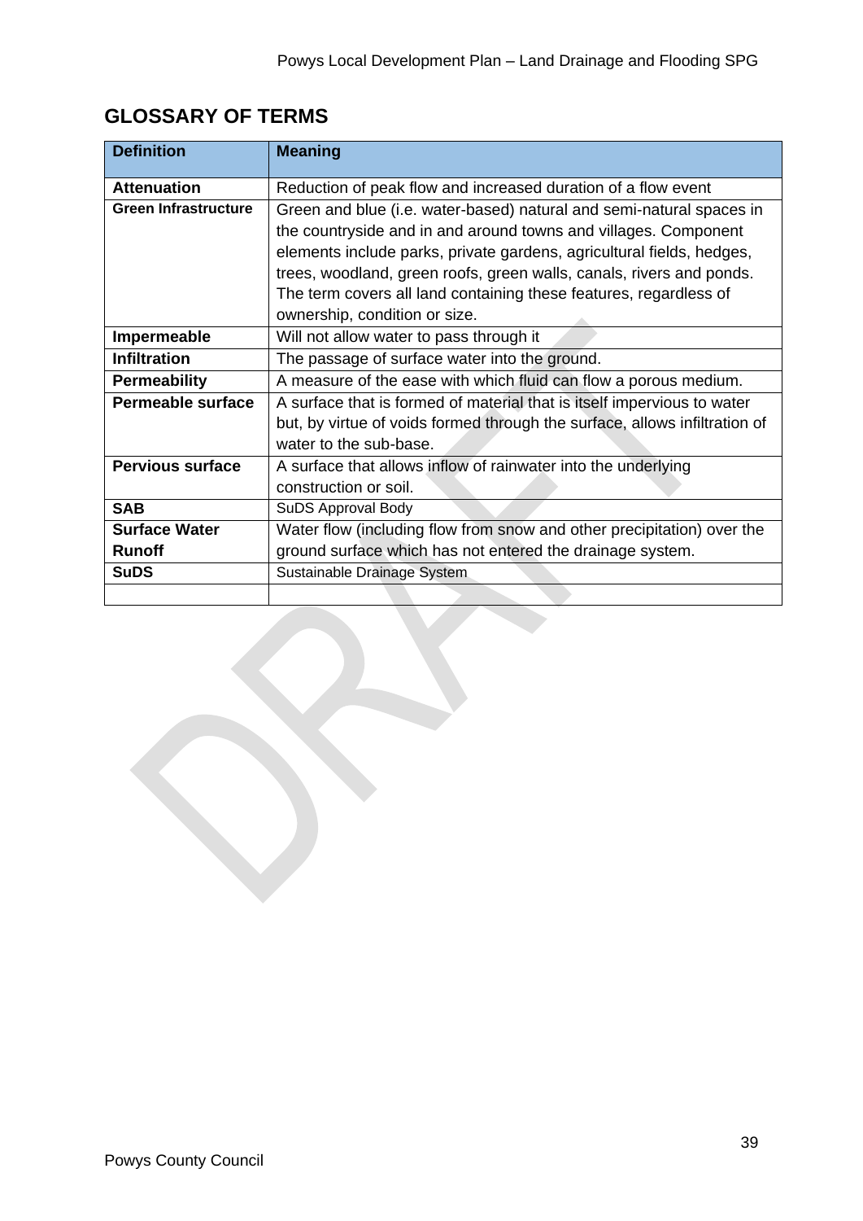## GLOSSARY OF TERMS

| Definition | Meaning |
|---|---|
| **Attenuation** | Reduction of peak flow and increased duration of a flow event |
| **Green Infrastructure** | Green and blue (i.e. water-based) natural and semi-natural spaces in the countryside and in and around towns and villages. Component elements include parks, private gardens, agricultural fields, hedges, trees, woodland, green roofs, green walls, canals, rivers and ponds. The term covers all land containing these features, regardless of ownership, condition or size. |
| **Impermeable** | Will not allow water to pass through it |
| **Infiltration** | The passage of surface water into the ground. |
| **Permeability** | A measure of the ease with which fluid can flow a porous medium. |
| **Permeable surface** | A surface that is formed of material that is itself impervious to water but, by virtue of voids formed through the surface, allows infiltration of water to the sub-base. |
| **Pervious surface** | A surface that allows inflow of rainwater into the underlying construction or soil. |
| **SAB** | SuDS Approval Body |
| **Surface Water Runoff** | Water flow (including flow from snow and other precipitation) over the ground surface which has not entered the drainage system. |
| **SuDS** | Sustainable Drainage System |
| | |